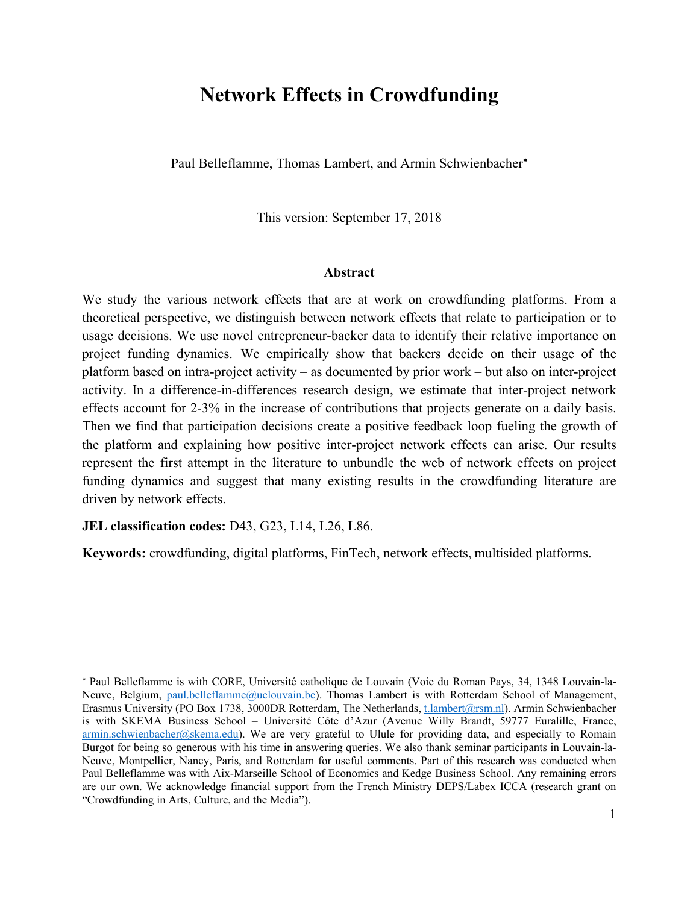# Network Effects in Crowdfunding

Paul Belleflamme, Thomas Lambert, and Armin Schwienbacher*

This version: September 17, 2018

### Abstract

We study the various network effects that are at work on crowdfunding platforms. From a theoretical perspective, we distinguish between network effects that relate to participation or to usage decisions. We use novel entrepreneur-backer data to identify their relative importance on project funding dynamics. We empirically show that backers decide on their usage of the platform based on intra-project activity – as documented by prior work – but also on inter-project activity. In a difference-in-differences research design, we estimate that inter-project network effects account for 2-3% in the increase of contributions that projects generate on a daily basis. Then we find that participation decisions create a positive feedback loop fueling the growth of the platform and explaining how positive inter-project network effects can arise. Our results represent the first attempt in the literature to unbundle the web of network effects on project funding dynamics and suggest that many existing results in the crowdfunding literature are driven by network effects.

**JEL classification codes:** D43, G23, L14, L26, L86.

**Keywords:** crowdfunding, digital platforms, FinTech, network effects, multisided platforms.

---

* Paul Belleflamme is with CORE, Université catholique de Louvain (Voie du Roman Pays, 34, 1348 Louvain-la-Neuve, Belgium, paul.belleflamme@uclouvain.be). Thomas Lambert is with Rotterdam School of Management, Erasmus University (PO Box 1738, 3000DR Rotterdam, The Netherlands, t.lambert@rsm.nl). Armin Schwienbacher is with SKEMA Business School – Université Côte d'Azur (Avenue Willy Brandt, 59777 Euralille, France, armin.schwienbacher@skema.edu). We are very grateful to Ulule for providing data, and especially to Romain Burgot for being so generous with his time in answering queries. We also thank seminar participants in Louvain-la-Neuve, Montpellier, Nancy, Paris, and Rotterdam for useful comments. Part of this research was conducted when Paul Belleflamme was with Aix-Marseille School of Economics and Kedge Business School. Any remaining errors are our own. We acknowledge financial support from the French Ministry DEPS/Labex ICCA (research grant on "Crowdfunding in Arts, Culture, and the Media").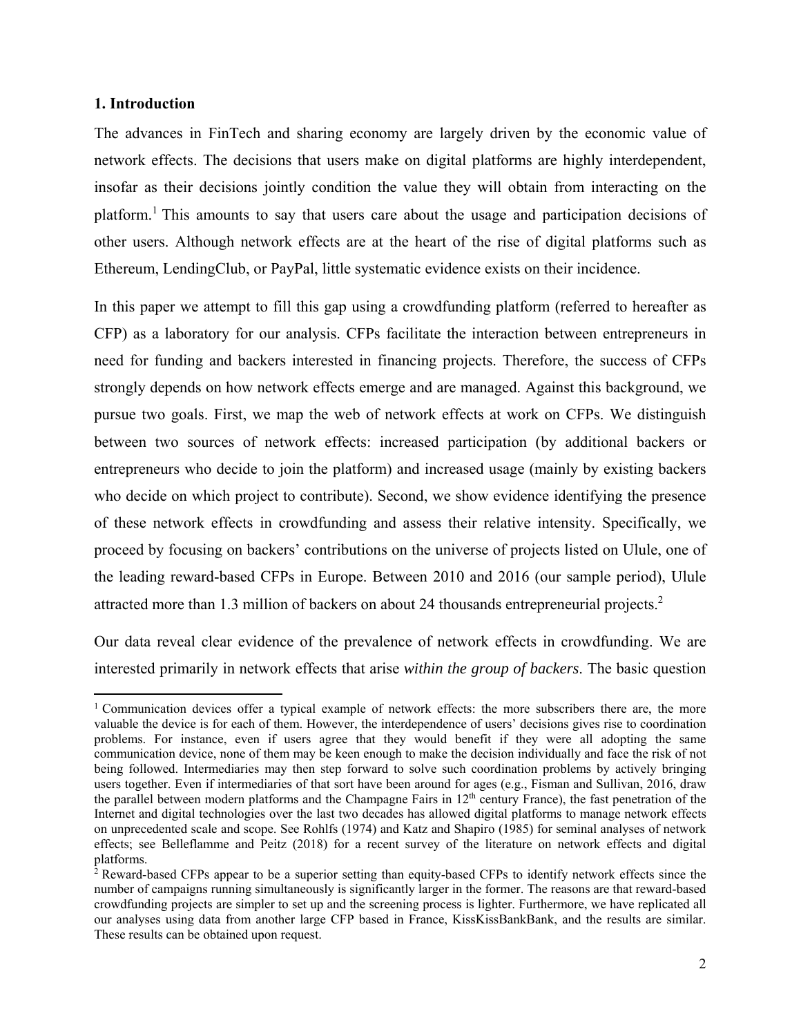## 1. Introduction

The advances in FinTech and sharing economy are largely driven by the economic value of network effects. The decisions that users make on digital platforms are highly interdependent, insofar as their decisions jointly condition the value they will obtain from interacting on the platform.[1] This amounts to say that users care about the usage and participation decisions of other users. Although network effects are at the heart of the rise of digital platforms such as Ethereum, LendingClub, or PayPal, little systematic evidence exists on their incidence.

In this paper we attempt to fill this gap using a crowdfunding platform (referred to hereafter as CFP) as a laboratory for our analysis. CFPs facilitate the interaction between entrepreneurs in need for funding and backers interested in financing projects. Therefore, the success of CFPs strongly depends on how network effects emerge and are managed. Against this background, we pursue two goals. First, we map the web of network effects at work on CFPs. We distinguish between two sources of network effects: increased participation (by additional backers or entrepreneurs who decide to join the platform) and increased usage (mainly by existing backers who decide on which project to contribute). Second, we show evidence identifying the presence of these network effects in crowdfunding and assess their relative intensity. Specifically, we proceed by focusing on backers' contributions on the universe of projects listed on Ulule, one of the leading reward-based CFPs in Europe. Between 2010 and 2016 (our sample period), Ulule attracted more than 1.3 million of backers on about 24 thousands entrepreneurial projects.[2]

Our data reveal clear evidence of the prevalence of network effects in crowdfunding. We are interested primarily in network effects that arise *within the group of backers*. The basic question

---

[1] Communication devices offer a typical example of network effects: the more subscribers there are, the more valuable the device is for each of them. However, the interdependence of users' decisions gives rise to coordination problems. For instance, even if users agree that they would benefit if they were all adopting the same communication device, none of them may be keen enough to make the decision individually and face the risk of not being followed. Intermediaries may then step forward to solve such coordination problems by actively bringing users together. Even if intermediaries of that sort have been around for ages (e.g., Fisman and Sullivan, 2016, draw the parallel between modern platforms and the Champagne Fairs in 12th century France), the fast penetration of the Internet and digital technologies over the last two decades has allowed digital platforms to manage network effects on unprecedented scale and scope. See Rohlfs (1974) and Katz and Shapiro (1985) for seminal analyses of network effects; see Belleflamme and Peitz (2018) for a recent survey of the literature on network effects and digital platforms.

[2] Reward-based CFPs appear to be a superior setting than equity-based CFPs to identify network effects since the number of campaigns running simultaneously is significantly larger in the former. The reasons are that reward-based crowdfunding projects are simpler to set up and the screening process is lighter. Furthermore, we have replicated all our analyses using data from another large CFP based in France, KissKissBankBank, and the results are similar. These results can be obtained upon request.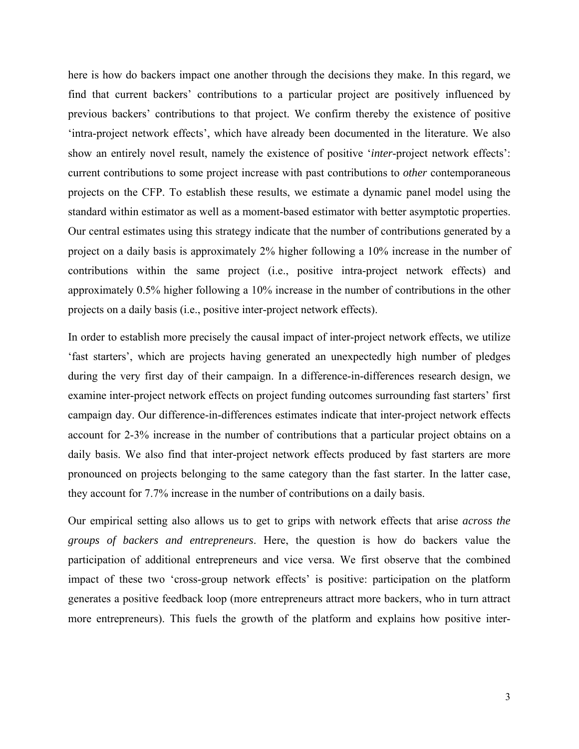here is how do backers impact one another through the decisions they make. In this regard, we find that current backers' contributions to a particular project are positively influenced by previous backers' contributions to that project. We confirm thereby the existence of positive 'intra-project network effects', which have already been documented in the literature. We also show an entirely novel result, namely the existence of positive '*inter*-project network effects': current contributions to some project increase with past contributions to *other* contemporaneous projects on the CFP. To establish these results, we estimate a dynamic panel model using the standard within estimator as well as a moment-based estimator with better asymptotic properties. Our central estimates using this strategy indicate that the number of contributions generated by a project on a daily basis is approximately 2% higher following a 10% increase in the number of contributions within the same project (i.e., positive intra-project network effects) and approximately 0.5% higher following a 10% increase in the number of contributions in the other projects on a daily basis (i.e., positive inter-project network effects).

In order to establish more precisely the causal impact of inter-project network effects, we utilize 'fast starters', which are projects having generated an unexpectedly high number of pledges during the very first day of their campaign. In a difference-in-differences research design, we examine inter-project network effects on project funding outcomes surrounding fast starters' first campaign day. Our difference-in-differences estimates indicate that inter-project network effects account for 2-3% increase in the number of contributions that a particular project obtains on a daily basis. We also find that inter-project network effects produced by fast starters are more pronounced on projects belonging to the same category than the fast starter. In the latter case, they account for 7.7% increase in the number of contributions on a daily basis.

Our empirical setting also allows us to get to grips with network effects that arise *across the groups of backers and entrepreneurs*. Here, the question is how do backers value the participation of additional entrepreneurs and vice versa. We first observe that the combined impact of these two 'cross-group network effects' is positive: participation on the platform generates a positive feedback loop (more entrepreneurs attract more backers, who in turn attract more entrepreneurs). This fuels the growth of the platform and explains how positive inter-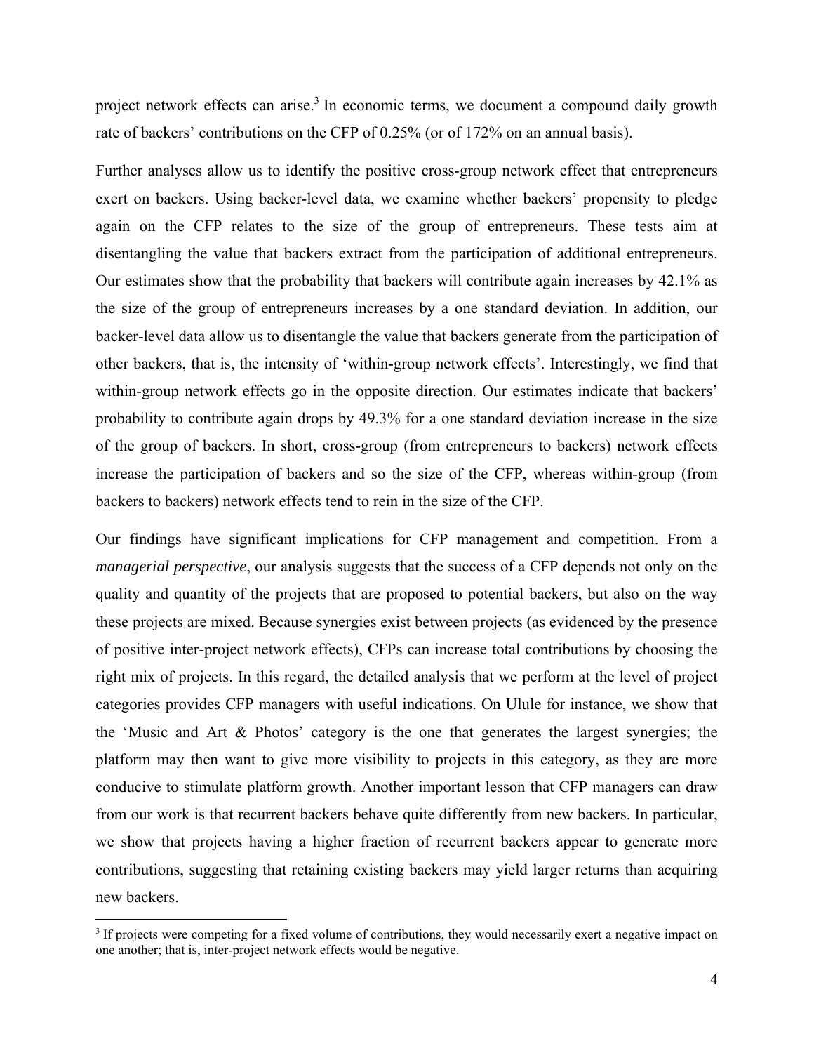project network effects can arise.[3] In economic terms, we document a compound daily growth rate of backers' contributions on the CFP of 0.25% (or of 172% on an annual basis).

Further analyses allow us to identify the positive cross-group network effect that entrepreneurs exert on backers. Using backer-level data, we examine whether backers' propensity to pledge again on the CFP relates to the size of the group of entrepreneurs. These tests aim at disentangling the value that backers extract from the participation of additional entrepreneurs. Our estimates show that the probability that backers will contribute again increases by 42.1% as the size of the group of entrepreneurs increases by a one standard deviation. In addition, our backer-level data allow us to disentangle the value that backers generate from the participation of other backers, that is, the intensity of 'within-group network effects'. Interestingly, we find that within-group network effects go in the opposite direction. Our estimates indicate that backers' probability to contribute again drops by 49.3% for a one standard deviation increase in the size of the group of backers. In short, cross-group (from entrepreneurs to backers) network effects increase the participation of backers and so the size of the CFP, whereas within-group (from backers to backers) network effects tend to rein in the size of the CFP.

Our findings have significant implications for CFP management and competition. From a *managerial perspective*, our analysis suggests that the success of a CFP depends not only on the quality and quantity of the projects that are proposed to potential backers, but also on the way these projects are mixed. Because synergies exist between projects (as evidenced by the presence of positive inter-project network effects), CFPs can increase total contributions by choosing the right mix of projects. In this regard, the detailed analysis that we perform at the level of project categories provides CFP managers with useful indications. On Ulule for instance, we show that the 'Music and Art & Photos' category is the one that generates the largest synergies; the platform may then want to give more visibility to projects in this category, as they are more conducive to stimulate platform growth. Another important lesson that CFP managers can draw from our work is that recurrent backers behave quite differently from new backers. In particular, we show that projects having a higher fraction of recurrent backers appear to generate more contributions, suggesting that retaining existing backers may yield larger returns than acquiring new backers.

[3] If projects were competing for a fixed volume of contributions, they would necessarily exert a negative impact on one another; that is, inter-project network effects would be negative.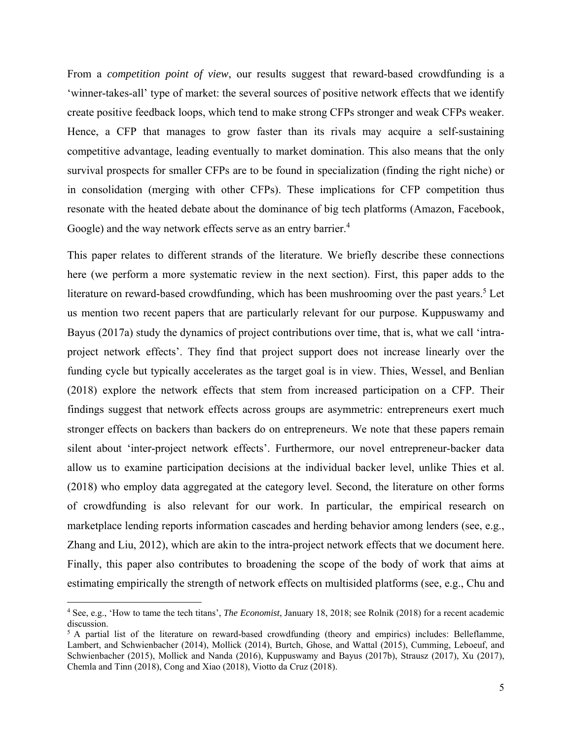From a *competition point of view*, our results suggest that reward-based crowdfunding is a 'winner-takes-all' type of market: the several sources of positive network effects that we identify create positive feedback loops, which tend to make strong CFPs stronger and weak CFPs weaker. Hence, a CFP that manages to grow faster than its rivals may acquire a self-sustaining competitive advantage, leading eventually to market domination. This also means that the only survival prospects for smaller CFPs are to be found in specialization (finding the right niche) or in consolidation (merging with other CFPs). These implications for CFP competition thus resonate with the heated debate about the dominance of big tech platforms (Amazon, Facebook, Google) and the way network effects serve as an entry barrier.[4]

This paper relates to different strands of the literature. We briefly describe these connections here (we perform a more systematic review in the next section). First, this paper adds to the literature on reward-based crowdfunding, which has been mushrooming over the past years.[5] Let us mention two recent papers that are particularly relevant for our purpose. Kuppuswamy and Bayus (2017a) study the dynamics of project contributions over time, that is, what we call 'intra-project network effects'. They find that project support does not increase linearly over the funding cycle but typically accelerates as the target goal is in view. Thies, Wessel, and Benlian (2018) explore the network effects that stem from increased participation on a CFP. Their findings suggest that network effects across groups are asymmetric: entrepreneurs exert much stronger effects on backers than backers do on entrepreneurs. We note that these papers remain silent about 'inter-project network effects'. Furthermore, our novel entrepreneur-backer data allow us to examine participation decisions at the individual backer level, unlike Thies et al. (2018) who employ data aggregated at the category level. Second, the literature on other forms of crowdfunding is also relevant for our work. In particular, the empirical research on marketplace lending reports information cascades and herding behavior among lenders (see, e.g., Zhang and Liu, 2012), which are akin to the intra-project network effects that we document here. Finally, this paper also contributes to broadening the scope of the body of work that aims at estimating empirically the strength of network effects on multisided platforms (see, e.g., Chu and

---

[4] See, e.g., 'How to tame the tech titans', *The Economist*, January 18, 2018; see Rolnik (2018) for a recent academic discussion.

[5] A partial list of the literature on reward-based crowdfunding (theory and empirics) includes: Belleflamme, Lambert, and Schwienbacher (2014), Mollick (2014), Burtch, Ghose, and Wattal (2015), Cumming, Leboeuf, and Schwienbacher (2015), Mollick and Nanda (2016), Kuppuswamy and Bayus (2017b), Strausz (2017), Xu (2017), Chemla and Tinn (2018), Cong and Xiao (2018), Viotto da Cruz (2018).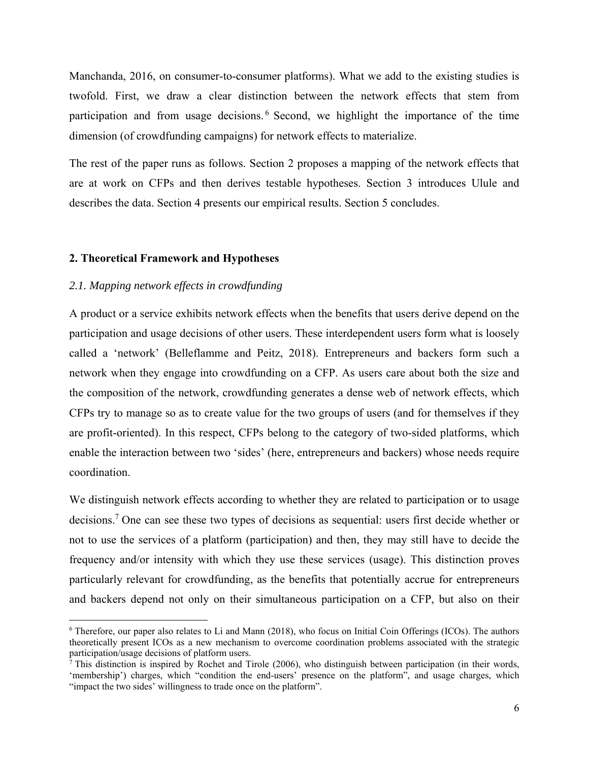Manchanda, 2016, on consumer-to-consumer platforms). What we add to the existing studies is twofold. First, we draw a clear distinction between the network effects that stem from participation and from usage decisions.[6] Second, we highlight the importance of the time dimension (of crowdfunding campaigns) for network effects to materialize.

The rest of the paper runs as follows. Section 2 proposes a mapping of the network effects that are at work on CFPs and then derives testable hypotheses. Section 3 introduces Ulule and describes the data. Section 4 presents our empirical results. Section 5 concludes.

## 2. Theoretical Framework and Hypotheses

### *2.1. Mapping network effects in crowdfunding*

A product or a service exhibits network effects when the benefits that users derive depend on the participation and usage decisions of other users. These interdependent users form what is loosely called a 'network' (Belleflamme and Peitz, 2018). Entrepreneurs and backers form such a network when they engage into crowdfunding on a CFP. As users care about both the size and the composition of the network, crowdfunding generates a dense web of network effects, which CFPs try to manage so as to create value for the two groups of users (and for themselves if they are profit-oriented). In this respect, CFPs belong to the category of two-sided platforms, which enable the interaction between two 'sides' (here, entrepreneurs and backers) whose needs require coordination.

We distinguish network effects according to whether they are related to participation or to usage decisions.[7] One can see these two types of decisions as sequential: users first decide whether or not to use the services of a platform (participation) and then, they may still have to decide the frequency and/or intensity with which they use these services (usage). This distinction proves particularly relevant for crowdfunding, as the benefits that potentially accrue for entrepreneurs and backers depend not only on their simultaneous participation on a CFP, but also on their

---

[6] Therefore, our paper also relates to Li and Mann (2018), who focus on Initial Coin Offerings (ICOs). The authors theoretically present ICOs as a new mechanism to overcome coordination problems associated with the strategic participation/usage decisions of platform users.

[7] This distinction is inspired by Rochet and Tirole (2006), who distinguish between participation (in their words, 'membership') charges, which "condition the end-users' presence on the platform", and usage charges, which "impact the two sides' willingness to trade once on the platform".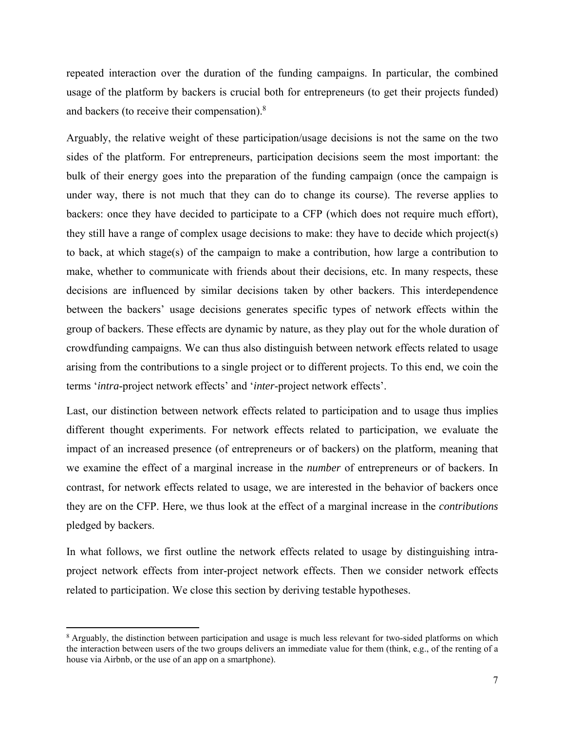repeated interaction over the duration of the funding campaigns. In particular, the combined usage of the platform by backers is crucial both for entrepreneurs (to get their projects funded) and backers (to receive their compensation).[8]

Arguably, the relative weight of these participation/usage decisions is not the same on the two sides of the platform. For entrepreneurs, participation decisions seem the most important: the bulk of their energy goes into the preparation of the funding campaign (once the campaign is under way, there is not much that they can do to change its course). The reverse applies to backers: once they have decided to participate to a CFP (which does not require much effort), they still have a range of complex usage decisions to make: they have to decide which project(s) to back, at which stage(s) of the campaign to make a contribution, how large a contribution to make, whether to communicate with friends about their decisions, etc. In many respects, these decisions are influenced by similar decisions taken by other backers. This interdependence between the backers' usage decisions generates specific types of network effects within the group of backers. These effects are dynamic by nature, as they play out for the whole duration of crowdfunding campaigns. We can thus also distinguish between network effects related to usage arising from the contributions to a single project or to different projects. To this end, we coin the terms '*intra*-project network effects' and '*inter*-project network effects'.

Last, our distinction between network effects related to participation and to usage thus implies different thought experiments. For network effects related to participation, we evaluate the impact of an increased presence (of entrepreneurs or of backers) on the platform, meaning that we examine the effect of a marginal increase in the *number* of entrepreneurs or of backers. In contrast, for network effects related to usage, we are interested in the behavior of backers once they are on the CFP. Here, we thus look at the effect of a marginal increase in the *contributions* pledged by backers.

In what follows, we first outline the network effects related to usage by distinguishing intra-project network effects from inter-project network effects. Then we consider network effects related to participation. We close this section by deriving testable hypotheses.

[8] Arguably, the distinction between participation and usage is much less relevant for two-sided platforms on which the interaction between users of the two groups delivers an immediate value for them (think, e.g., of the renting of a house via Airbnb, or the use of an app on a smartphone).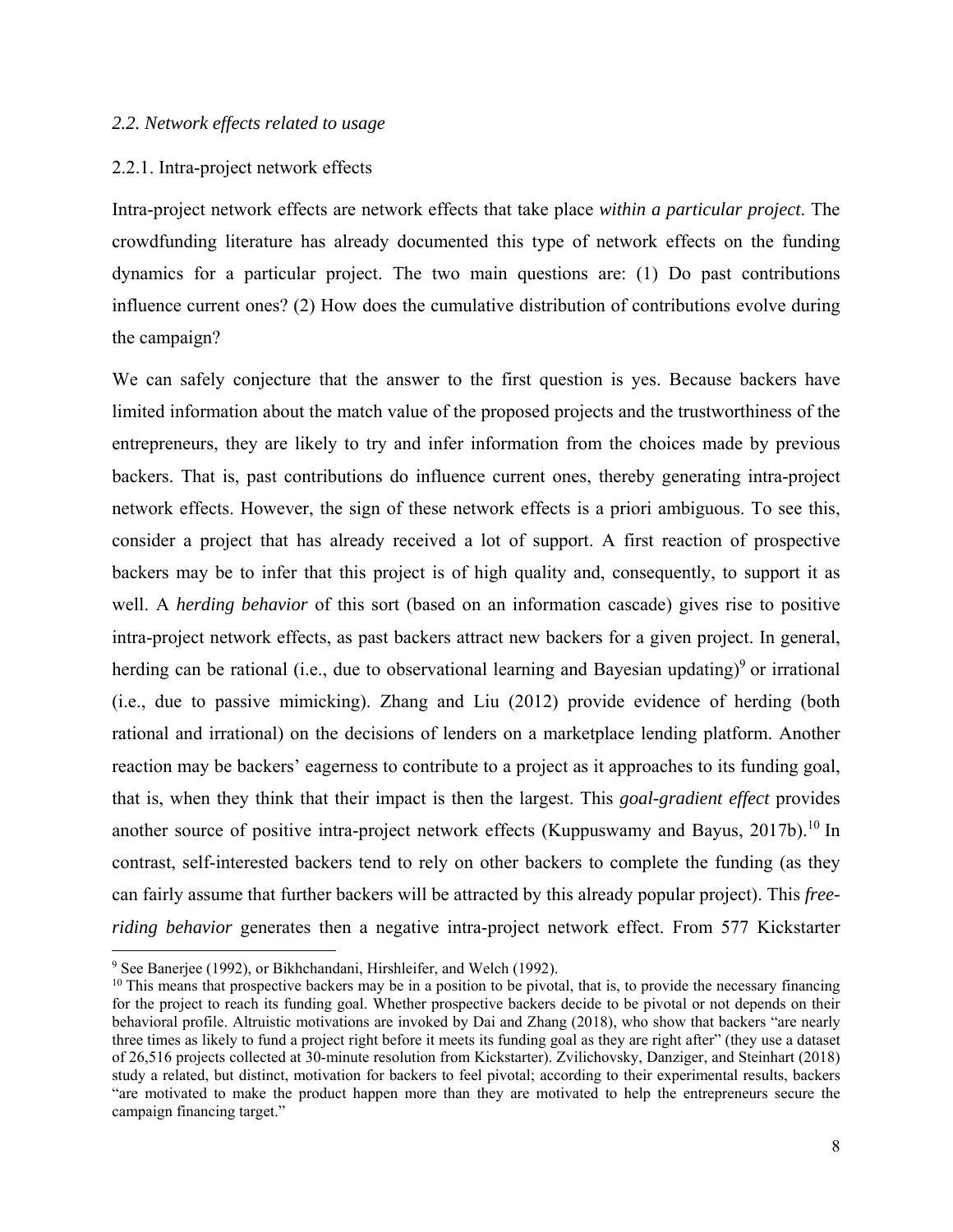### *2.2. Network effects related to usage*

#### 2.2.1. Intra-project network effects

Intra-project network effects are network effects that take place *within a particular project*. The crowdfunding literature has already documented this type of network effects on the funding dynamics for a particular project. The two main questions are: (1) Do past contributions influence current ones? (2) How does the cumulative distribution of contributions evolve during the campaign?

We can safely conjecture that the answer to the first question is yes. Because backers have limited information about the match value of the proposed projects and the trustworthiness of the entrepreneurs, they are likely to try and infer information from the choices made by previous backers. That is, past contributions do influence current ones, thereby generating intra-project network effects. However, the sign of these network effects is a priori ambiguous. To see this, consider a project that has already received a lot of support. A first reaction of prospective backers may be to infer that this project is of high quality and, consequently, to support it as well. A *herding behavior* of this sort (based on an information cascade) gives rise to positive intra-project network effects, as past backers attract new backers for a given project. In general, herding can be rational (i.e., due to observational learning and Bayesian updating)[9] or irrational (i.e., due to passive mimicking). Zhang and Liu (2012) provide evidence of herding (both rational and irrational) on the decisions of lenders on a marketplace lending platform. Another reaction may be backers' eagerness to contribute to a project as it approaches to its funding goal, that is, when they think that their impact is then the largest. This *goal-gradient effect* provides another source of positive intra-project network effects (Kuppuswamy and Bayus, 2017b).[10] In contrast, self-interested backers tend to rely on other backers to complete the funding (as they can fairly assume that further backers will be attracted by this already popular project). This *free-riding behavior* generates then a negative intra-project network effect. From 577 Kickstarter

---

[9] See Banerjee (1992), or Bikhchandani, Hirshleifer, and Welch (1992).

[10] This means that prospective backers may be in a position to be pivotal, that is, to provide the necessary financing for the project to reach its funding goal. Whether prospective backers decide to be pivotal or not depends on their behavioral profile. Altruistic motivations are invoked by Dai and Zhang (2018), who show that backers "are nearly three times as likely to fund a project right before it meets its funding goal as they are right after" (they use a dataset of 26,516 projects collected at 30-minute resolution from Kickstarter). Zvilichovsky, Danziger, and Steinhart (2018) study a related, but distinct, motivation for backers to feel pivotal; according to their experimental results, backers "are motivated to make the product happen more than they are motivated to help the entrepreneurs secure the campaign financing target."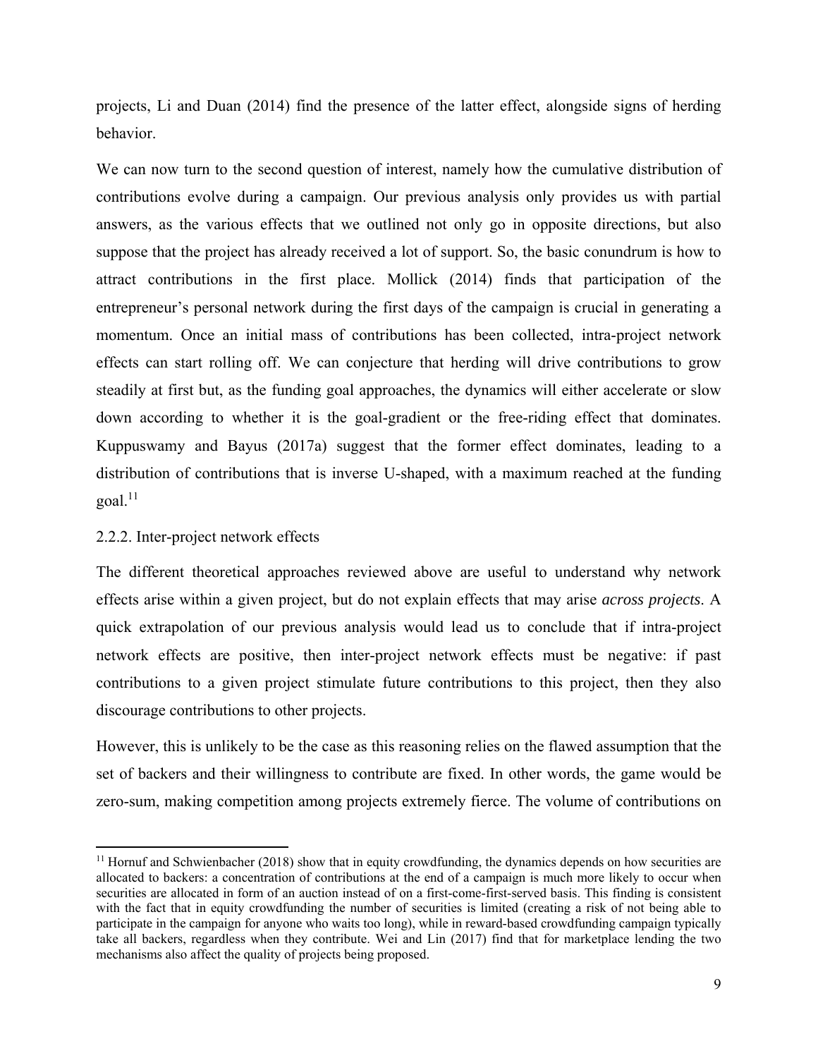projects, Li and Duan (2014) find the presence of the latter effect, alongside signs of herding behavior.

We can now turn to the second question of interest, namely how the cumulative distribution of contributions evolve during a campaign. Our previous analysis only provides us with partial answers, as the various effects that we outlined not only go in opposite directions, but also suppose that the project has already received a lot of support. So, the basic conundrum is how to attract contributions in the first place. Mollick (2014) finds that participation of the entrepreneur's personal network during the first days of the campaign is crucial in generating a momentum. Once an initial mass of contributions has been collected, intra-project network effects can start rolling off. We can conjecture that herding will drive contributions to grow steadily at first but, as the funding goal approaches, the dynamics will either accelerate or slow down according to whether it is the goal-gradient or the free-riding effect that dominates. Kuppuswamy and Bayus (2017a) suggest that the former effect dominates, leading to a distribution of contributions that is inverse U-shaped, with a maximum reached at the funding goal.[11]

### 2.2.2. Inter-project network effects

The different theoretical approaches reviewed above are useful to understand why network effects arise within a given project, but do not explain effects that may arise *across projects*. A quick extrapolation of our previous analysis would lead us to conclude that if intra-project network effects are positive, then inter-project network effects must be negative: if past contributions to a given project stimulate future contributions to this project, then they also discourage contributions to other projects.

However, this is unlikely to be the case as this reasoning relies on the flawed assumption that the set of backers and their willingness to contribute are fixed. In other words, the game would be zero-sum, making competition among projects extremely fierce. The volume of contributions on

[11] Hornuf and Schwienbacher (2018) show that in equity crowdfunding, the dynamics depends on how securities are allocated to backers: a concentration of contributions at the end of a campaign is much more likely to occur when securities are allocated in form of an auction instead of on a first-come-first-served basis. This finding is consistent with the fact that in equity crowdfunding the number of securities is limited (creating a risk of not being able to participate in the campaign for anyone who waits too long), while in reward-based crowdfunding campaign typically take all backers, regardless when they contribute. Wei and Lin (2017) find that for marketplace lending the two mechanisms also affect the quality of projects being proposed.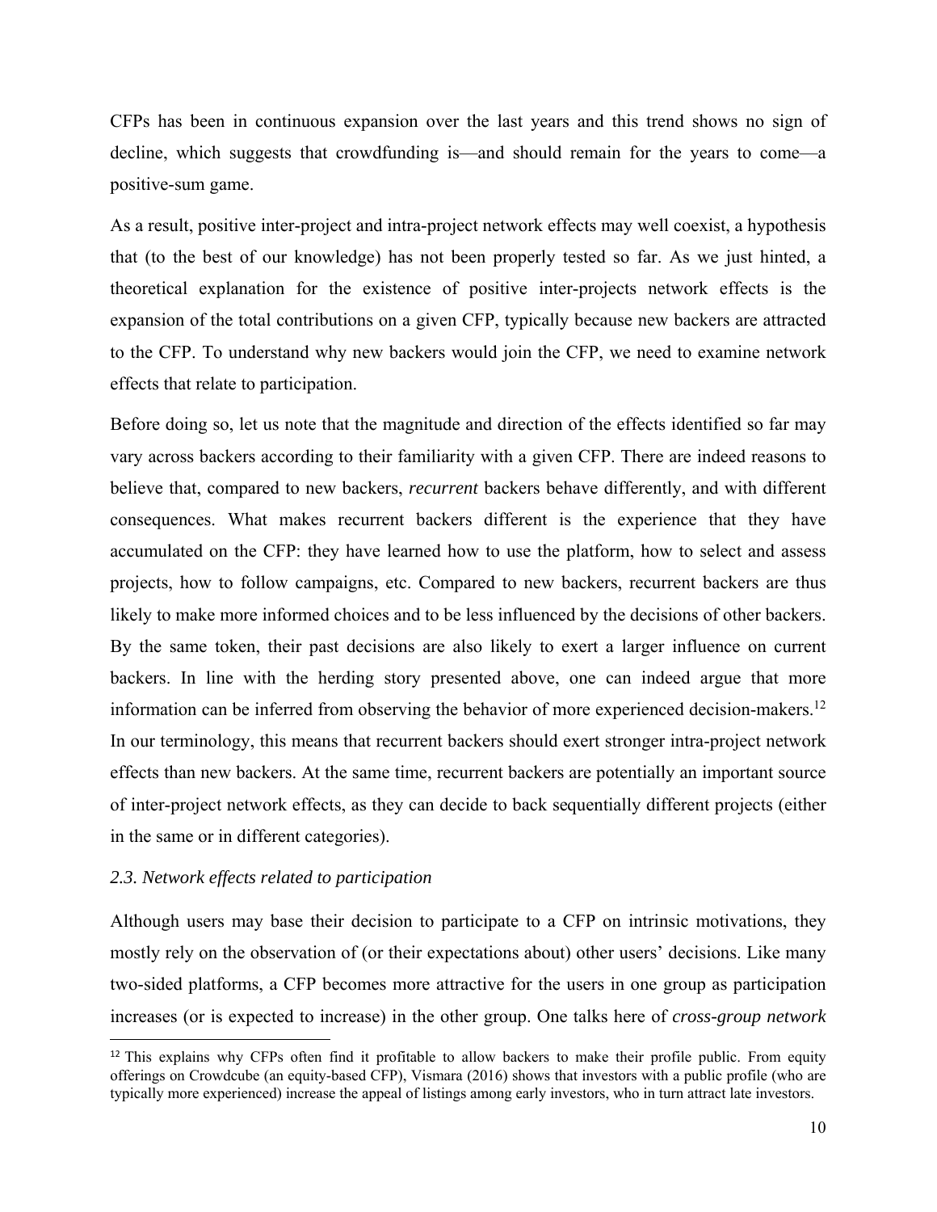CFPs has been in continuous expansion over the last years and this trend shows no sign of decline, which suggests that crowdfunding is—and should remain for the years to come—a positive-sum game.

As a result, positive inter-project and intra-project network effects may well coexist, a hypothesis that (to the best of our knowledge) has not been properly tested so far. As we just hinted, a theoretical explanation for the existence of positive inter-projects network effects is the expansion of the total contributions on a given CFP, typically because new backers are attracted to the CFP. To understand why new backers would join the CFP, we need to examine network effects that relate to participation.

Before doing so, let us note that the magnitude and direction of the effects identified so far may vary across backers according to their familiarity with a given CFP. There are indeed reasons to believe that, compared to new backers, *recurrent* backers behave differently, and with different consequences. What makes recurrent backers different is the experience that they have accumulated on the CFP: they have learned how to use the platform, how to select and assess projects, how to follow campaigns, etc. Compared to new backers, recurrent backers are thus likely to make more informed choices and to be less influenced by the decisions of other backers. By the same token, their past decisions are also likely to exert a larger influence on current backers. In line with the herding story presented above, one can indeed argue that more information can be inferred from observing the behavior of more experienced decision-makers.[12] In our terminology, this means that recurrent backers should exert stronger intra-project network effects than new backers. At the same time, recurrent backers are potentially an important source of inter-project network effects, as they can decide to back sequentially different projects (either in the same or in different categories).

### *2.3. Network effects related to participation*

Although users may base their decision to participate to a CFP on intrinsic motivations, they mostly rely on the observation of (or their expectations about) other users' decisions. Like many two-sided platforms, a CFP becomes more attractive for the users in one group as participation increases (or is expected to increase) in the other group. One talks here of *cross-group network*

[12] This explains why CFPs often find it profitable to allow backers to make their profile public. From equity offerings on Crowdcube (an equity-based CFP), Vismara (2016) shows that investors with a public profile (who are typically more experienced) increase the appeal of listings among early investors, who in turn attract late investors.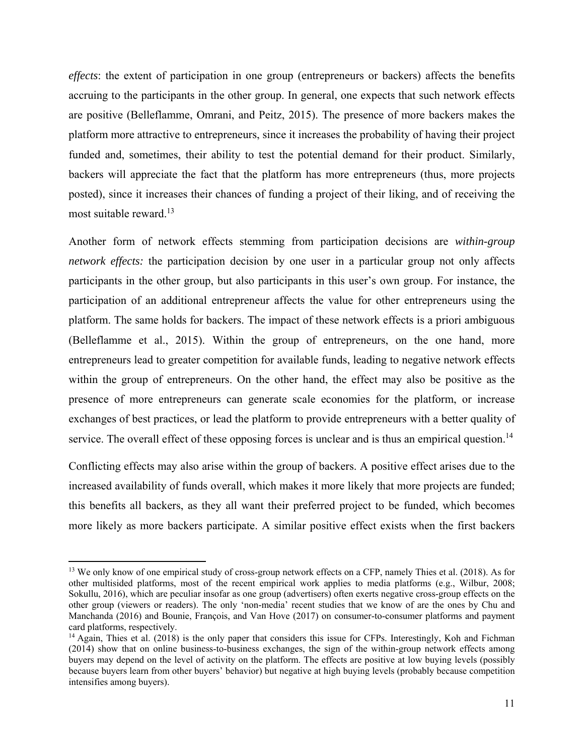*effects*: the extent of participation in one group (entrepreneurs or backers) affects the benefits accruing to the participants in the other group. In general, one expects that such network effects are positive (Belleflamme, Omrani, and Peitz, 2015). The presence of more backers makes the platform more attractive to entrepreneurs, since it increases the probability of having their project funded and, sometimes, their ability to test the potential demand for their product. Similarly, backers will appreciate the fact that the platform has more entrepreneurs (thus, more projects posted), since it increases their chances of funding a project of their liking, and of receiving the most suitable reward.[13]

Another form of network effects stemming from participation decisions are *within-group network effects:* the participation decision by one user in a particular group not only affects participants in the other group, but also participants in this user's own group. For instance, the participation of an additional entrepreneur affects the value for other entrepreneurs using the platform. The same holds for backers. The impact of these network effects is a priori ambiguous (Belleflamme et al., 2015). Within the group of entrepreneurs, on the one hand, more entrepreneurs lead to greater competition for available funds, leading to negative network effects within the group of entrepreneurs. On the other hand, the effect may also be positive as the presence of more entrepreneurs can generate scale economies for the platform, or increase exchanges of best practices, or lead the platform to provide entrepreneurs with a better quality of service. The overall effect of these opposing forces is unclear and is thus an empirical question.[14]

Conflicting effects may also arise within the group of backers. A positive effect arises due to the increased availability of funds overall, which makes it more likely that more projects are funded; this benefits all backers, as they all want their preferred project to be funded, which becomes more likely as more backers participate. A similar positive effect exists when the first backers

---

[13] We only know of one empirical study of cross-group network effects on a CFP, namely Thies et al. (2018). As for other multisided platforms, most of the recent empirical work applies to media platforms (e.g., Wilbur, 2008; Sokullu, 2016), which are peculiar insofar as one group (advertisers) often exerts negative cross-group effects on the other group (viewers or readers). The only 'non-media' recent studies that we know of are the ones by Chu and Manchanda (2016) and Bounie, François, and Van Hove (2017) on consumer-to-consumer platforms and payment card platforms, respectively.

[14] Again, Thies et al. (2018) is the only paper that considers this issue for CFPs. Interestingly, Koh and Fichman (2014) show that on online business-to-business exchanges, the sign of the within-group network effects among buyers may depend on the level of activity on the platform. The effects are positive at low buying levels (possibly because buyers learn from other buyers' behavior) but negative at high buying levels (probably because competition intensifies among buyers).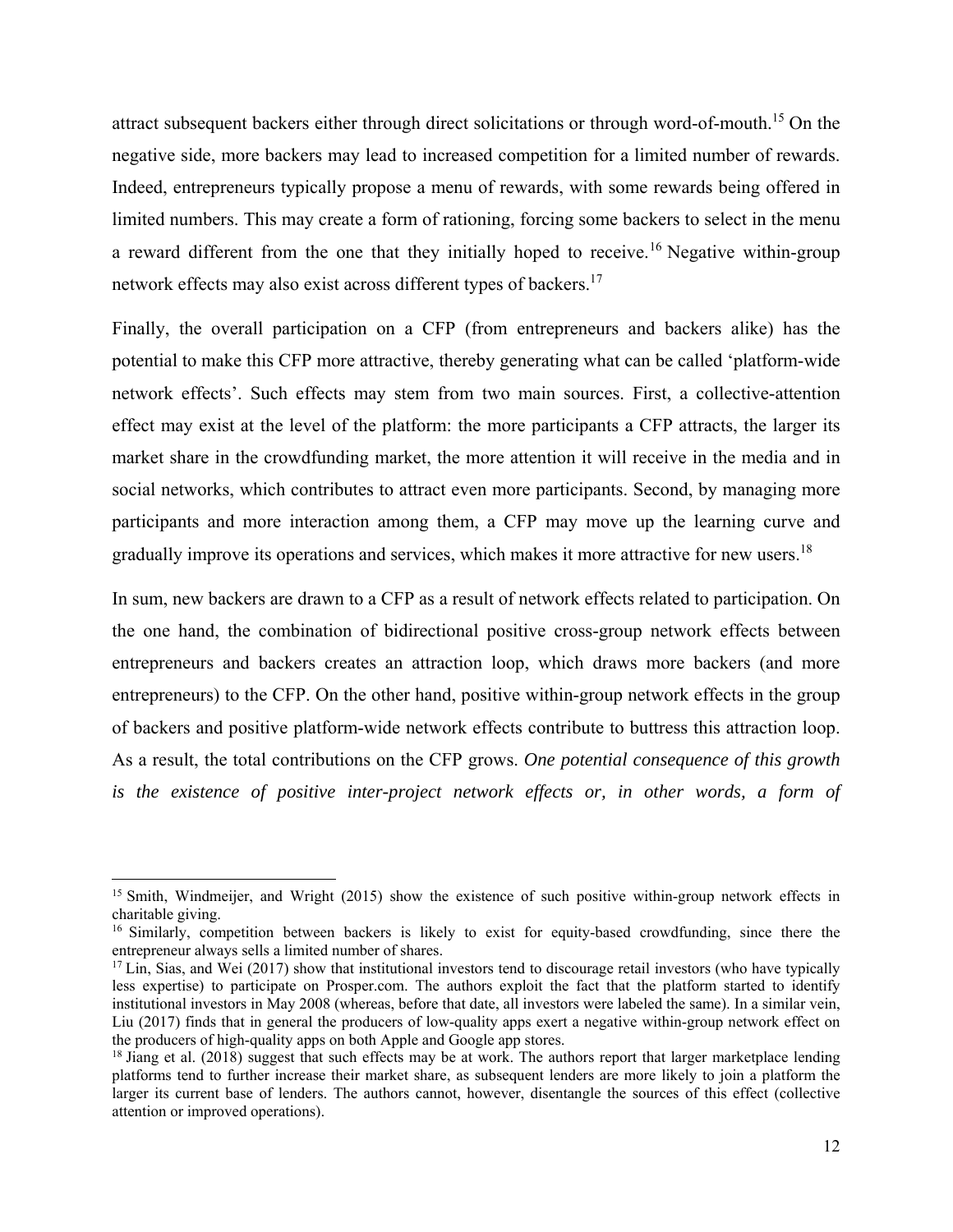attract subsequent backers either through direct solicitations or through word-of-mouth.[15] On the negative side, more backers may lead to increased competition for a limited number of rewards. Indeed, entrepreneurs typically propose a menu of rewards, with some rewards being offered in limited numbers. This may create a form of rationing, forcing some backers to select in the menu a reward different from the one that they initially hoped to receive.[16] Negative within-group network effects may also exist across different types of backers.[17]

Finally, the overall participation on a CFP (from entrepreneurs and backers alike) has the potential to make this CFP more attractive, thereby generating what can be called 'platform-wide network effects'. Such effects may stem from two main sources. First, a collective-attention effect may exist at the level of the platform: the more participants a CFP attracts, the larger its market share in the crowdfunding market, the more attention it will receive in the media and in social networks, which contributes to attract even more participants. Second, by managing more participants and more interaction among them, a CFP may move up the learning curve and gradually improve its operations and services, which makes it more attractive for new users.[18]

In sum, new backers are drawn to a CFP as a result of network effects related to participation. On the one hand, the combination of bidirectional positive cross-group network effects between entrepreneurs and backers creates an attraction loop, which draws more backers (and more entrepreneurs) to the CFP. On the other hand, positive within-group network effects in the group of backers and positive platform-wide network effects contribute to buttress this attraction loop. As a result, the total contributions on the CFP grows. *One potential consequence of this growth is the existence of positive inter-project network effects or, in other words, a form of*

---

[15] Smith, Windmeijer, and Wright (2015) show the existence of such positive within-group network effects in charitable giving.

[16] Similarly, competition between backers is likely to exist for equity-based crowdfunding, since there the entrepreneur always sells a limited number of shares.

[17] Lin, Sias, and Wei (2017) show that institutional investors tend to discourage retail investors (who have typically less expertise) to participate on Prosper.com. The authors exploit the fact that the platform started to identify institutional investors in May 2008 (whereas, before that date, all investors were labeled the same). In a similar vein, Liu (2017) finds that in general the producers of low-quality apps exert a negative within-group network effect on the producers of high-quality apps on both Apple and Google app stores.

[18] Jiang et al. (2018) suggest that such effects may be at work. The authors report that larger marketplace lending platforms tend to further increase their market share, as subsequent lenders are more likely to join a platform the larger its current base of lenders. The authors cannot, however, disentangle the sources of this effect (collective attention or improved operations).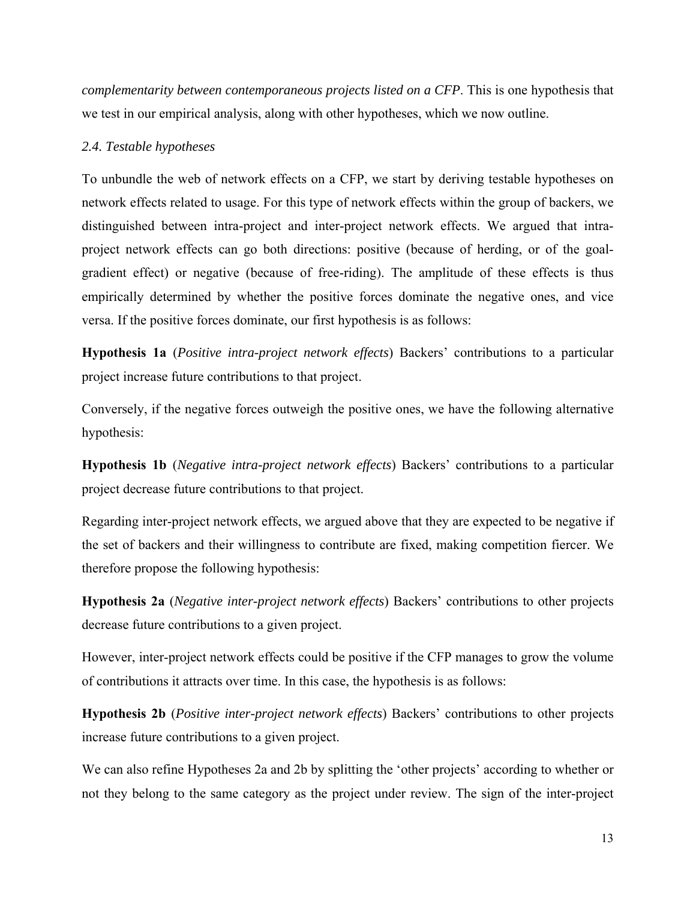*complementarity between contemporaneous projects listed on a CFP*. This is one hypothesis that we test in our empirical analysis, along with other hypotheses, which we now outline.

### *2.4. Testable hypotheses*

To unbundle the web of network effects on a CFP, we start by deriving testable hypotheses on network effects related to usage. For this type of network effects within the group of backers, we distinguished between intra-project and inter-project network effects. We argued that intra-project network effects can go both directions: positive (because of herding, or of the goal-gradient effect) or negative (because of free-riding). The amplitude of these effects is thus empirically determined by whether the positive forces dominate the negative ones, and vice versa. If the positive forces dominate, our first hypothesis is as follows:

**Hypothesis 1a** (*Positive intra-project network effects*) Backers' contributions to a particular project increase future contributions to that project.

Conversely, if the negative forces outweigh the positive ones, we have the following alternative hypothesis:

**Hypothesis 1b** (*Negative intra-project network effects*) Backers' contributions to a particular project decrease future contributions to that project.

Regarding inter-project network effects, we argued above that they are expected to be negative if the set of backers and their willingness to contribute are fixed, making competition fiercer. We therefore propose the following hypothesis:

**Hypothesis 2a** (*Negative inter-project network effects*) Backers' contributions to other projects decrease future contributions to a given project.

However, inter-project network effects could be positive if the CFP manages to grow the volume of contributions it attracts over time. In this case, the hypothesis is as follows:

**Hypothesis 2b** (*Positive inter-project network effects*) Backers' contributions to other projects increase future contributions to a given project.

We can also refine Hypotheses 2a and 2b by splitting the 'other projects' according to whether or not they belong to the same category as the project under review. The sign of the inter-project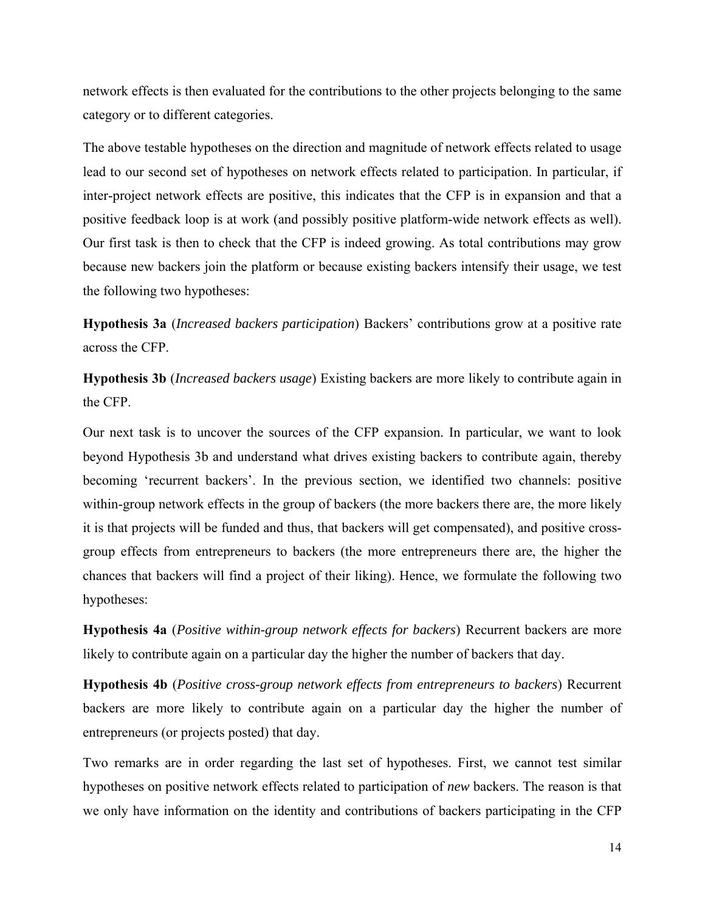network effects is then evaluated for the contributions to the other projects belonging to the same category or to different categories.

The above testable hypotheses on the direction and magnitude of network effects related to usage lead to our second set of hypotheses on network effects related to participation. In particular, if inter-project network effects are positive, this indicates that the CFP is in expansion and that a positive feedback loop is at work (and possibly positive platform-wide network effects as well). Our first task is then to check that the CFP is indeed growing. As total contributions may grow because new backers join the platform or because existing backers intensify their usage, we test the following two hypotheses:

**Hypothesis 3a** (*Increased backers participation*) Backers' contributions grow at a positive rate across the CFP.

**Hypothesis 3b** (*Increased backers usage*) Existing backers are more likely to contribute again in the CFP.

Our next task is to uncover the sources of the CFP expansion. In particular, we want to look beyond Hypothesis 3b and understand what drives existing backers to contribute again, thereby becoming 'recurrent backers'. In the previous section, we identified two channels: positive within-group network effects in the group of backers (the more backers there are, the more likely it is that projects will be funded and thus, that backers will get compensated), and positive cross-group effects from entrepreneurs to backers (the more entrepreneurs there are, the higher the chances that backers will find a project of their liking). Hence, we formulate the following two hypotheses:

**Hypothesis 4a** (*Positive within-group network effects for backers*) Recurrent backers are more likely to contribute again on a particular day the higher the number of backers that day.

**Hypothesis 4b** (*Positive cross-group network effects from entrepreneurs to backers*) Recurrent backers are more likely to contribute again on a particular day the higher the number of entrepreneurs (or projects posted) that day.

Two remarks are in order regarding the last set of hypotheses. First, we cannot test similar hypotheses on positive network effects related to participation of *new* backers. The reason is that we only have information on the identity and contributions of backers participating in the CFP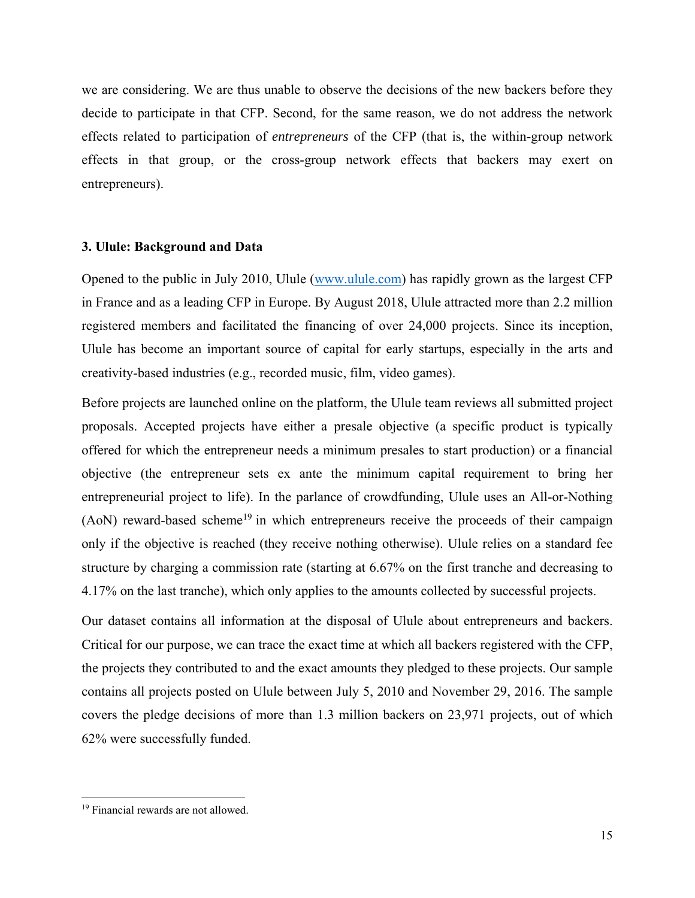we are considering. We are thus unable to observe the decisions of the new backers before they decide to participate in that CFP. Second, for the same reason, we do not address the network effects related to participation of *entrepreneurs* of the CFP (that is, the within-group network effects in that group, or the cross-group network effects that backers may exert on entrepreneurs).

## 3. Ulule: Background and Data

Opened to the public in July 2010, Ulule (www.ulule.com) has rapidly grown as the largest CFP in France and as a leading CFP in Europe. By August 2018, Ulule attracted more than 2.2 million registered members and facilitated the financing of over 24,000 projects. Since its inception, Ulule has become an important source of capital for early startups, especially in the arts and creativity-based industries (e.g., recorded music, film, video games).

Before projects are launched online on the platform, the Ulule team reviews all submitted project proposals. Accepted projects have either a presale objective (a specific product is typically offered for which the entrepreneur needs a minimum presales to start production) or a financial objective (the entrepreneur sets ex ante the minimum capital requirement to bring her entrepreneurial project to life). In the parlance of crowdfunding, Ulule uses an All-or-Nothing (AoN) reward-based scheme[19] in which entrepreneurs receive the proceeds of their campaign only if the objective is reached (they receive nothing otherwise). Ulule relies on a standard fee structure by charging a commission rate (starting at 6.67% on the first tranche and decreasing to 4.17% on the last tranche), which only applies to the amounts collected by successful projects.

Our dataset contains all information at the disposal of Ulule about entrepreneurs and backers. Critical for our purpose, we can trace the exact time at which all backers registered with the CFP, the projects they contributed to and the exact amounts they pledged to these projects. Our sample contains all projects posted on Ulule between July 5, 2010 and November 29, 2016. The sample covers the pledge decisions of more than 1.3 million backers on 23,971 projects, out of which 62% were successfully funded.

---

[19] Financial rewards are not allowed.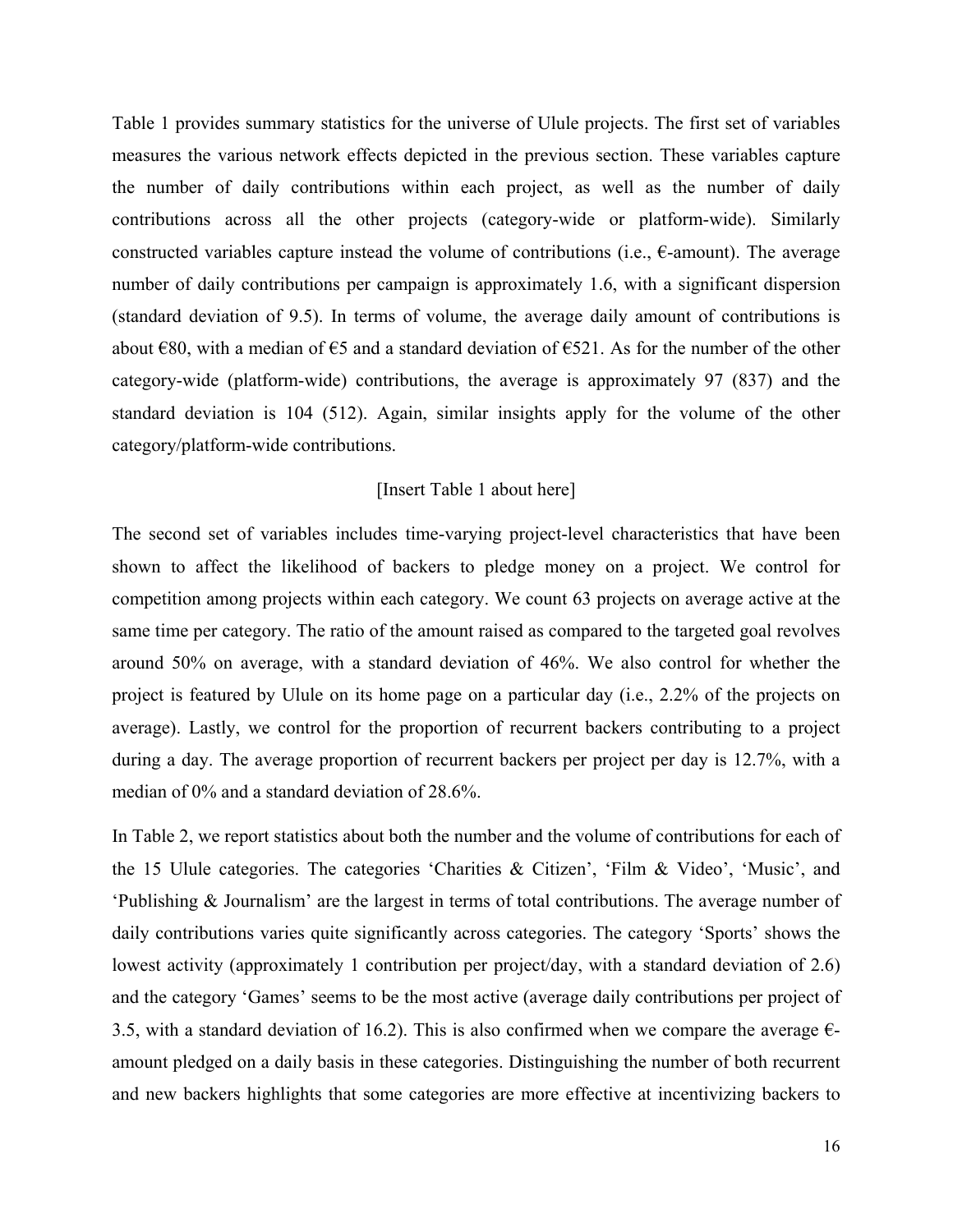Table 1 provides summary statistics for the universe of Ulule projects. The first set of variables measures the various network effects depicted in the previous section. These variables capture the number of daily contributions within each project, as well as the number of daily contributions across all the other projects (category-wide or platform-wide). Similarly constructed variables capture instead the volume of contributions (i.e., €-amount). The average number of daily contributions per campaign is approximately 1.6, with a significant dispersion (standard deviation of 9.5). In terms of volume, the average daily amount of contributions is about €80, with a median of €5 and a standard deviation of €521. As for the number of the other category-wide (platform-wide) contributions, the average is approximately 97 (837) and the standard deviation is 104 (512). Again, similar insights apply for the volume of the other category/platform-wide contributions.

[Insert Table 1 about here]

The second set of variables includes time-varying project-level characteristics that have been shown to affect the likelihood of backers to pledge money on a project. We control for competition among projects within each category. We count 63 projects on average active at the same time per category. The ratio of the amount raised as compared to the targeted goal revolves around 50% on average, with a standard deviation of 46%. We also control for whether the project is featured by Ulule on its home page on a particular day (i.e., 2.2% of the projects on average). Lastly, we control for the proportion of recurrent backers contributing to a project during a day. The average proportion of recurrent backers per project per day is 12.7%, with a median of 0% and a standard deviation of 28.6%.

In Table 2, we report statistics about both the number and the volume of contributions for each of the 15 Ulule categories. The categories 'Charities & Citizen', 'Film & Video', 'Music', and 'Publishing & Journalism' are the largest in terms of total contributions. The average number of daily contributions varies quite significantly across categories. The category 'Sports' shows the lowest activity (approximately 1 contribution per project/day, with a standard deviation of 2.6) and the category 'Games' seems to be the most active (average daily contributions per project of 3.5, with a standard deviation of 16.2). This is also confirmed when we compare the average €-amount pledged on a daily basis in these categories. Distinguishing the number of both recurrent and new backers highlights that some categories are more effective at incentivizing backers to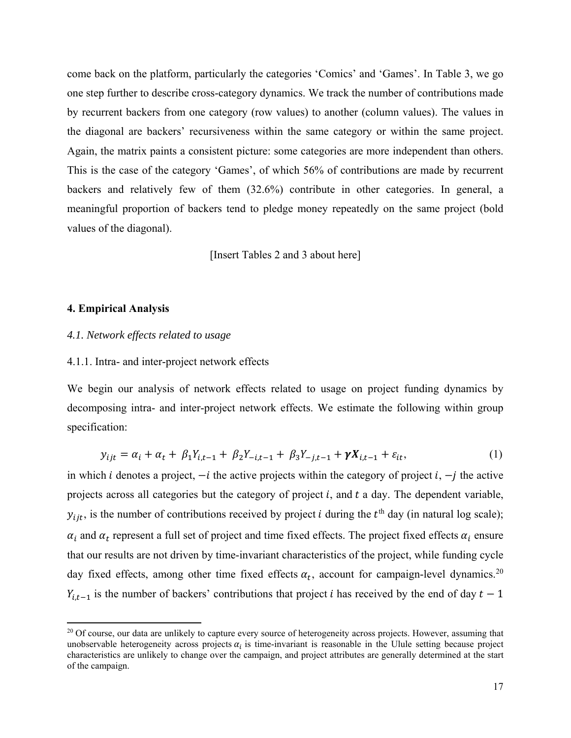come back on the platform, particularly the categories 'Comics' and 'Games'. In Table 3, we go one step further to describe cross-category dynamics. We track the number of contributions made by recurrent backers from one category (row values) to another (column values). The values in the diagonal are backers' recursiveness within the same category or within the same project. Again, the matrix paints a consistent picture: some categories are more independent than others. This is the case of the category 'Games', of which 56% of contributions are made by recurrent backers and relatively few of them (32.6%) contribute in other categories. In general, a meaningful proportion of backers tend to pledge money repeatedly on the same project (bold values of the diagonal).

[Insert Tables 2 and 3 about here]

## 4. Empirical Analysis

### *4.1. Network effects related to usage*

#### 4.1.1. Intra- and inter-project network effects

We begin our analysis of network effects related to usage on project funding dynamics by decomposing intra- and inter-project network effects. We estimate the following within group specification:

$$y_{ijt} = \alpha_i + \alpha_t + \beta_1 Y_{i,t-1} + \beta_2 Y_{-i,t-1} + \beta_3 Y_{-j,t-1} + \boldsymbol{\gamma X}_{i,t-1} + \varepsilon_{it}, \tag{1}$$

in which $i$ denotes a project, $-i$ the active projects within the category of project $i$, $-j$ the active projects across all categories but the category of project $i$, and $t$ a day. The dependent variable, $y_{ijt}$, is the number of contributions received by project $i$ during the $t^{\text{th}}$ day (in natural log scale); $\alpha_i$ and $\alpha_t$ represent a full set of project and time fixed effects. The project fixed effects $\alpha_i$ ensure that our results are not driven by time-invariant characteristics of the project, while funding cycle day fixed effects, among other time fixed effects $\alpha_t$, account for campaign-level dynamics.[20] $Y_{i,t-1}$ is the number of backers' contributions that project $i$ has received by the end of day $t-1$

[20] Of course, our data are unlikely to capture every source of heterogeneity across projects. However, assuming that unobservable heterogeneity across projects $\alpha_i$ is time-invariant is reasonable in the Ulule setting because project characteristics are unlikely to change over the campaign, and project attributes are generally determined at the start of the campaign.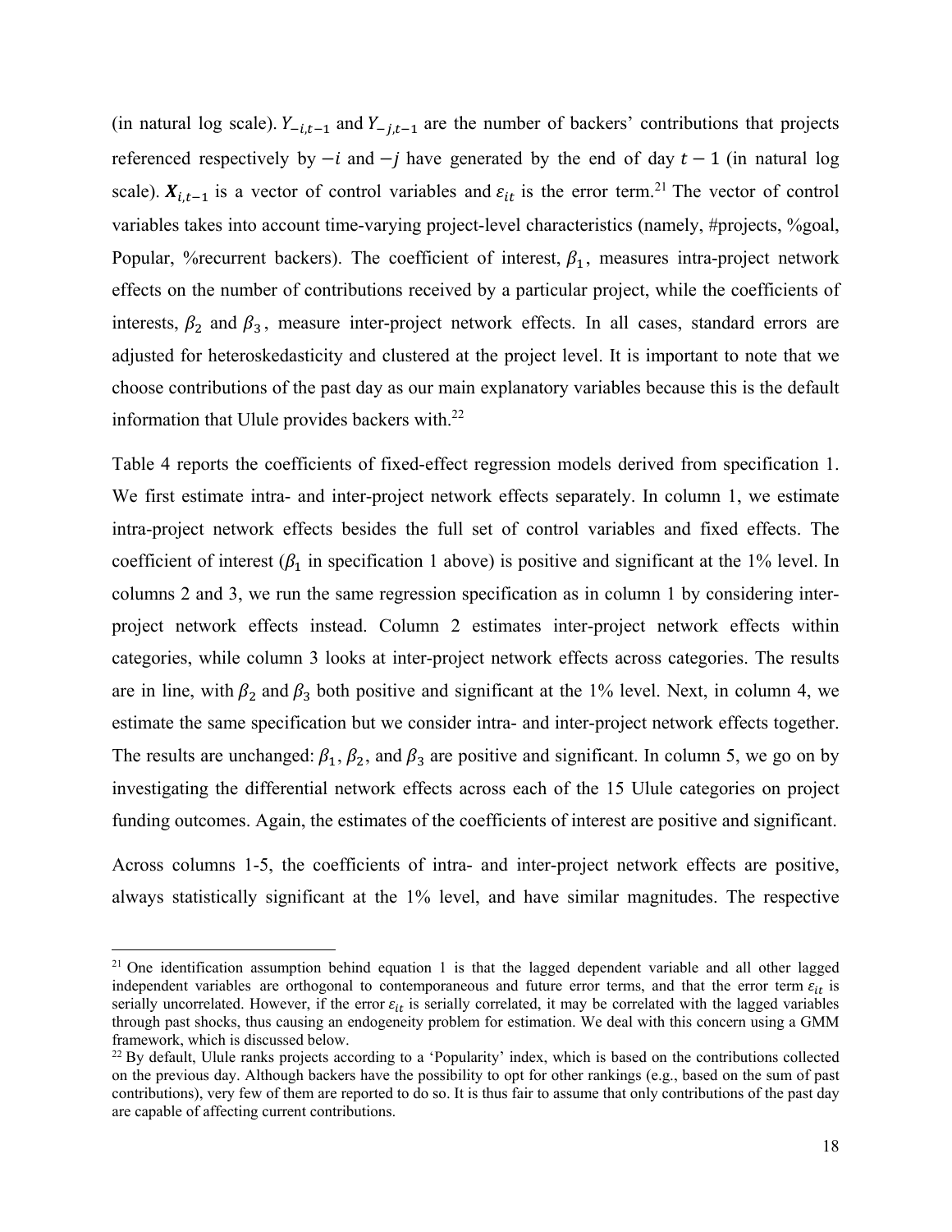(in natural log scale). $Y_{-i,t-1}$ and $Y_{-j,t-1}$ are the number of backers' contributions that projects referenced respectively by $-i$ and $-j$ have generated by the end of day $t-1$ (in natural log scale). $\boldsymbol{X}_{i,t-1}$ is a vector of control variables and $\varepsilon_{it}$ is the error term.[21] The vector of control variables takes into account time-varying project-level characteristics (namely, #projects, %goal, Popular, %recurrent backers). The coefficient of interest, $\beta_1$, measures intra-project network effects on the number of contributions received by a particular project, while the coefficients of interests, $\beta_2$ and $\beta_3$, measure inter-project network effects. In all cases, standard errors are adjusted for heteroskedasticity and clustered at the project level. It is important to note that we choose contributions of the past day as our main explanatory variables because this is the default information that Ulule provides backers with.[22]

Table 4 reports the coefficients of fixed-effect regression models derived from specification 1. We first estimate intra- and inter-project network effects separately. In column 1, we estimate intra-project network effects besides the full set of control variables and fixed effects. The coefficient of interest ($\beta_1$ in specification 1 above) is positive and significant at the 1% level. In columns 2 and 3, we run the same regression specification as in column 1 by considering inter-project network effects instead. Column 2 estimates inter-project network effects within categories, while column 3 looks at inter-project network effects across categories. The results are in line, with $\beta_2$ and $\beta_3$ both positive and significant at the 1% level. Next, in column 4, we estimate the same specification but we consider intra- and inter-project network effects together. The results are unchanged: $\beta_1$, $\beta_2$, and $\beta_3$ are positive and significant. In column 5, we go on by investigating the differential network effects across each of the 15 Ulule categories on project funding outcomes. Again, the estimates of the coefficients of interest are positive and significant.

Across columns 1-5, the coefficients of intra- and inter-project network effects are positive, always statistically significant at the 1% level, and have similar magnitudes. The respective

[21] One identification assumption behind equation 1 is that the lagged dependent variable and all other lagged independent variables are orthogonal to contemporaneous and future error terms, and that the error term $\varepsilon_{it}$ is serially uncorrelated. However, if the error $\varepsilon_{it}$ is serially correlated, it may be correlated with the lagged variables through past shocks, thus causing an endogeneity problem for estimation. We deal with this concern using a GMM framework, which is discussed below.

[22] By default, Ulule ranks projects according to a 'Popularity' index, which is based on the contributions collected on the previous day. Although backers have the possibility to opt for other rankings (e.g., based on the sum of past contributions), very few of them are reported to do so. It is thus fair to assume that only contributions of the past day are capable of affecting current contributions.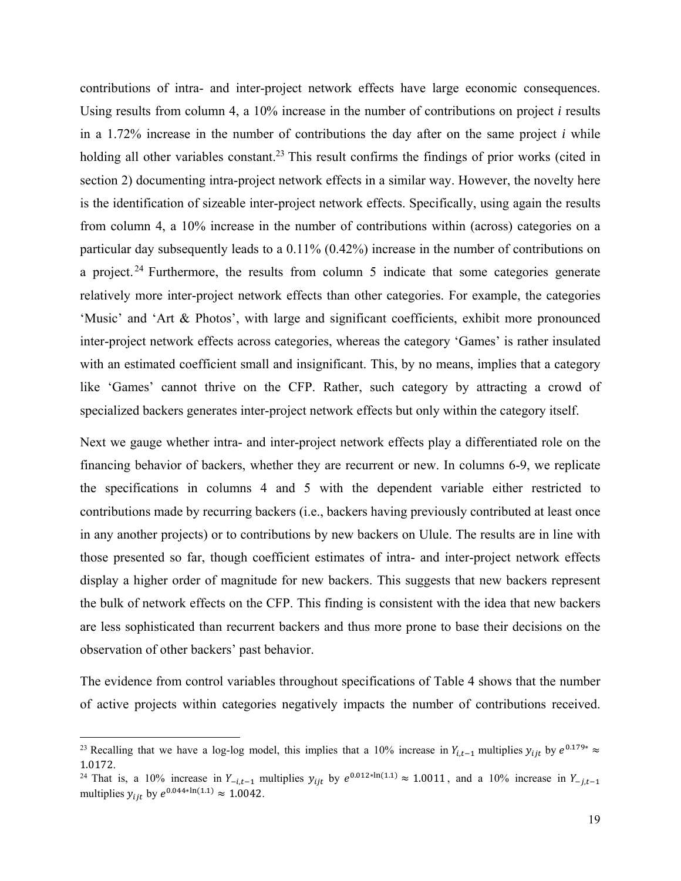contributions of intra- and inter-project network effects have large economic consequences. Using results from column 4, a 10% increase in the number of contributions on project *i* results in a 1.72% increase in the number of contributions the day after on the same project *i* while holding all other variables constant.[23] This result confirms the findings of prior works (cited in section 2) documenting intra-project network effects in a similar way. However, the novelty here is the identification of sizeable inter-project network effects. Specifically, using again the results from column 4, a 10% increase in the number of contributions within (across) categories on a particular day subsequently leads to a 0.11% (0.42%) increase in the number of contributions on a project.[24] Furthermore, the results from column 5 indicate that some categories generate relatively more inter-project network effects than other categories. For example, the categories 'Music' and 'Art & Photos', with large and significant coefficients, exhibit more pronounced inter-project network effects across categories, whereas the category 'Games' is rather insulated with an estimated coefficient small and insignificant. This, by no means, implies that a category like 'Games' cannot thrive on the CFP. Rather, such category by attracting a crowd of specialized backers generates inter-project network effects but only within the category itself.

Next we gauge whether intra- and inter-project network effects play a differentiated role on the financing behavior of backers, whether they are recurrent or new. In columns 6-9, we replicate the specifications in columns 4 and 5 with the dependent variable either restricted to contributions made by recurring backers (i.e., backers having previously contributed at least once in any another projects) or to contributions by new backers on Ulule. The results are in line with those presented so far, though coefficient estimates of intra- and inter-project network effects display a higher order of magnitude for new backers. This suggests that new backers represent the bulk of network effects on the CFP. This finding is consistent with the idea that new backers are less sophisticated than recurrent backers and thus more prone to base their decisions on the observation of other backers' past behavior.

The evidence from control variables throughout specifications of Table 4 shows that the number of active projects within categories negatively impacts the number of contributions received.

---

[23] Recalling that we have a log-log model, this implies that a 10% increase in $Y_{i,t-1}$ multiplies $y_{ijt}$ by $e^{0.179*} \approx 1.0172$.

[24] That is, a 10% increase in $Y_{-i,t-1}$ multiplies $y_{ijt}$ by $e^{0.012*\ln(1.1)} \approx 1.0011$, and a 10% increase in $Y_{-j,t-1}$ multiplies $y_{ijt}$ by $e^{0.044*\ln(1.1)} \approx 1.0042$.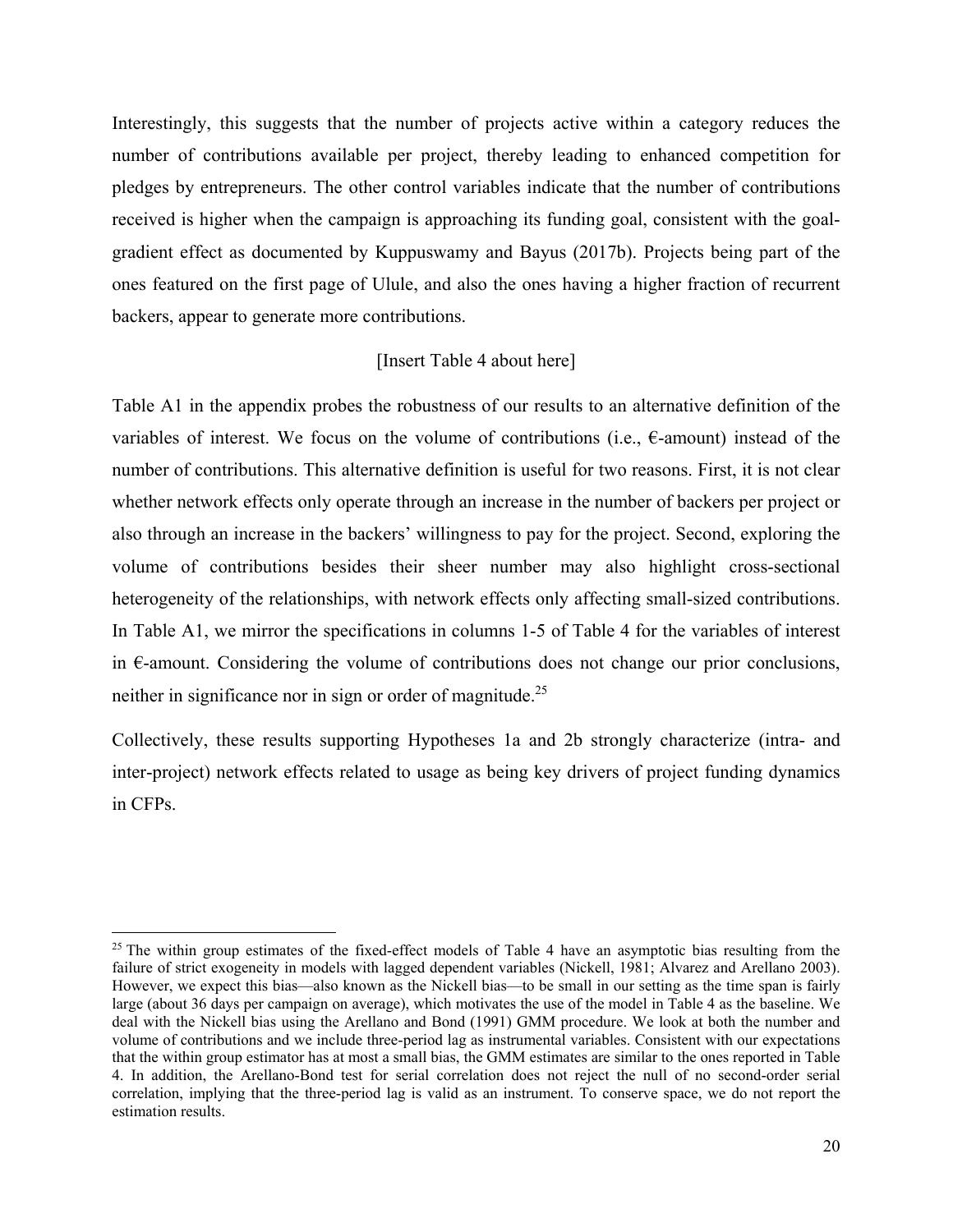Interestingly, this suggests that the number of projects active within a category reduces the number of contributions available per project, thereby leading to enhanced competition for pledges by entrepreneurs. The other control variables indicate that the number of contributions received is higher when the campaign is approaching its funding goal, consistent with the goal-gradient effect as documented by Kuppuswamy and Bayus (2017b). Projects being part of the ones featured on the first page of Ulule, and also the ones having a higher fraction of recurrent backers, appear to generate more contributions.

[Insert Table 4 about here]

Table A1 in the appendix probes the robustness of our results to an alternative definition of the variables of interest. We focus on the volume of contributions (i.e., €-amount) instead of the number of contributions. This alternative definition is useful for two reasons. First, it is not clear whether network effects only operate through an increase in the number of backers per project or also through an increase in the backers' willingness to pay for the project. Second, exploring the volume of contributions besides their sheer number may also highlight cross-sectional heterogeneity of the relationships, with network effects only affecting small-sized contributions. In Table A1, we mirror the specifications in columns 1-5 of Table 4 for the variables of interest in €-amount. Considering the volume of contributions does not change our prior conclusions, neither in significance nor in sign or order of magnitude.[25]

Collectively, these results supporting Hypotheses 1a and 2b strongly characterize (intra- and inter-project) network effects related to usage as being key drivers of project funding dynamics in CFPs.

[25] The within group estimates of the fixed-effect models of Table 4 have an asymptotic bias resulting from the failure of strict exogeneity in models with lagged dependent variables (Nickell, 1981; Alvarez and Arellano 2003). However, we expect this bias—also known as the Nickell bias—to be small in our setting as the time span is fairly large (about 36 days per campaign on average), which motivates the use of the model in Table 4 as the baseline. We deal with the Nickell bias using the Arellano and Bond (1991) GMM procedure. We look at both the number and volume of contributions and we include three-period lag as instrumental variables. Consistent with our expectations that the within group estimator has at most a small bias, the GMM estimates are similar to the ones reported in Table 4. In addition, the Arellano-Bond test for serial correlation does not reject the null of no second-order serial correlation, implying that the three-period lag is valid as an instrument. To conserve space, we do not report the estimation results.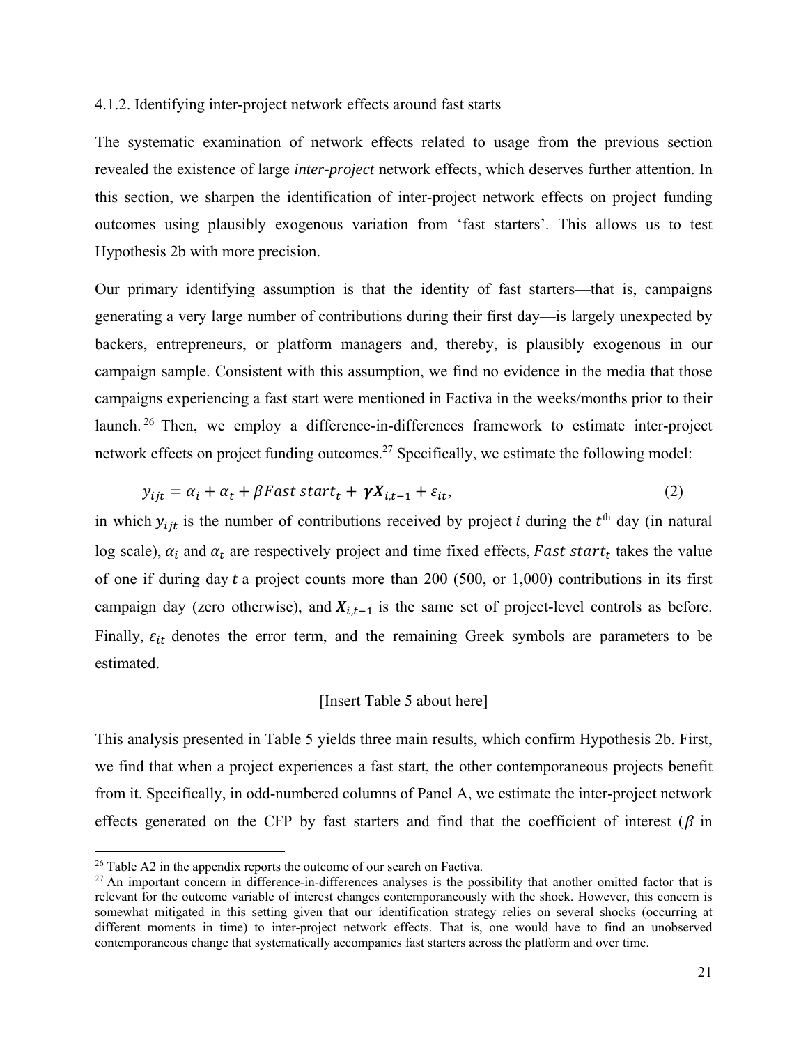#### 4.1.2. Identifying inter-project network effects around fast starts

The systematic examination of network effects related to usage from the previous section revealed the existence of large *inter-project* network effects, which deserves further attention. In this section, we sharpen the identification of inter-project network effects on project funding outcomes using plausibly exogenous variation from 'fast starters'. This allows us to test Hypothesis 2b with more precision.

Our primary identifying assumption is that the identity of fast starters—that is, campaigns generating a very large number of contributions during their first day—is largely unexpected by backers, entrepreneurs, or platform managers and, thereby, is plausibly exogenous in our campaign sample. Consistent with this assumption, we find no evidence in the media that those campaigns experiencing a fast start were mentioned in Factiva in the weeks/months prior to their launch.[26] Then, we employ a difference-in-differences framework to estimate inter-project network effects on project funding outcomes.[27] Specifically, we estimate the following model:

$$y_{ijt} = \alpha_i + \alpha_t + \beta Fast\ start_t + \boldsymbol{\gamma X}_{i,t-1} + \varepsilon_{it}, \tag{2}$$

in which $y_{ijt}$ is the number of contributions received by project $i$ during the $t^{\text{th}}$ day (in natural log scale), $\alpha_i$ and $\alpha_t$ are respectively project and time fixed effects, $Fast\ start_t$ takes the value of one if during day $t$ a project counts more than 200 (500, or 1,000) contributions in its first campaign day (zero otherwise), and $\boldsymbol{X}_{i,t-1}$ is the same set of project-level controls as before. Finally, $\varepsilon_{it}$ denotes the error term, and the remaining Greek symbols are parameters to be estimated.

[Insert Table 5 about here]

This analysis presented in Table 5 yields three main results, which confirm Hypothesis 2b. First, we find that when a project experiences a fast start, the other contemporaneous projects benefit from it. Specifically, in odd-numbered columns of Panel A, we estimate the inter-project network effects generated on the CFP by fast starters and find that the coefficient of interest ($\beta$ in

[26] Table A2 in the appendix reports the outcome of our search on Factiva.

[27] An important concern in difference-in-differences analyses is the possibility that another omitted factor that is relevant for the outcome variable of interest changes contemporaneously with the shock. However, this concern is somewhat mitigated in this setting given that our identification strategy relies on several shocks (occurring at different moments in time) to inter-project network effects. That is, one would have to find an unobserved contemporaneous change that systematically accompanies fast starters across the platform and over time.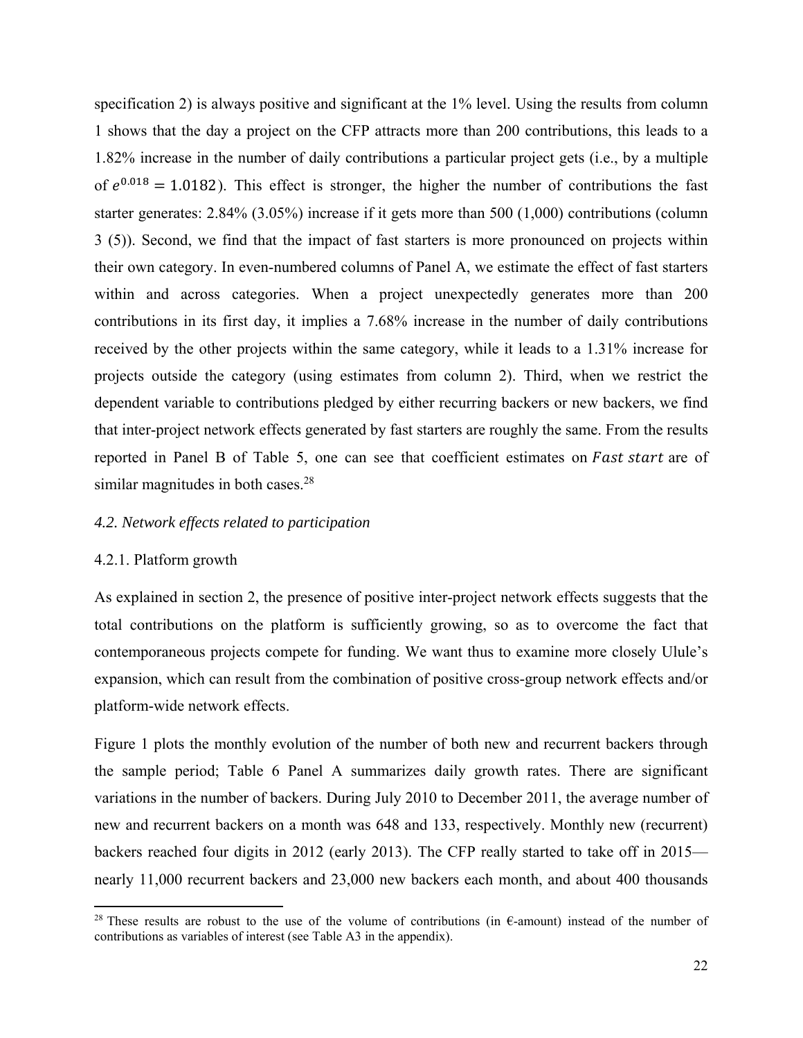specification 2) is always positive and significant at the 1% level. Using the results from column 1 shows that the day a project on the CFP attracts more than 200 contributions, this leads to a 1.82% increase in the number of daily contributions a particular project gets (i.e., by a multiple of $e^{0.018} = 1.0182$). This effect is stronger, the higher the number of contributions the fast starter generates: 2.84% (3.05%) increase if it gets more than 500 (1,000) contributions (column 3 (5)). Second, we find that the impact of fast starters is more pronounced on projects within their own category. In even-numbered columns of Panel A, we estimate the effect of fast starters within and across categories. When a project unexpectedly generates more than 200 contributions in its first day, it implies a 7.68% increase in the number of daily contributions received by the other projects within the same category, while it leads to a 1.31% increase for projects outside the category (using estimates from column 2). Third, when we restrict the dependent variable to contributions pledged by either recurring backers or new backers, we find that inter-project network effects generated by fast starters are roughly the same. From the results reported in Panel B of Table 5, one can see that coefficient estimates on $Fast\ start$ are of similar magnitudes in both cases.[28]

### *4.2. Network effects related to participation*

#### 4.2.1. Platform growth

As explained in section 2, the presence of positive inter-project network effects suggests that the total contributions on the platform is sufficiently growing, so as to overcome the fact that contemporaneous projects compete for funding. We want thus to examine more closely Ulule's expansion, which can result from the combination of positive cross-group network effects and/or platform-wide network effects.

Figure 1 plots the monthly evolution of the number of both new and recurrent backers through the sample period; Table 6 Panel A summarizes daily growth rates. There are significant variations in the number of backers. During July 2010 to December 2011, the average number of new and recurrent backers on a month was 648 and 133, respectively. Monthly new (recurrent) backers reached four digits in 2012 (early 2013). The CFP really started to take off in 2015—nearly 11,000 recurrent backers and 23,000 new backers each month, and about 400 thousands

---

[28] These results are robust to the use of the volume of contributions (in €-amount) instead of the number of contributions as variables of interest (see Table A3 in the appendix).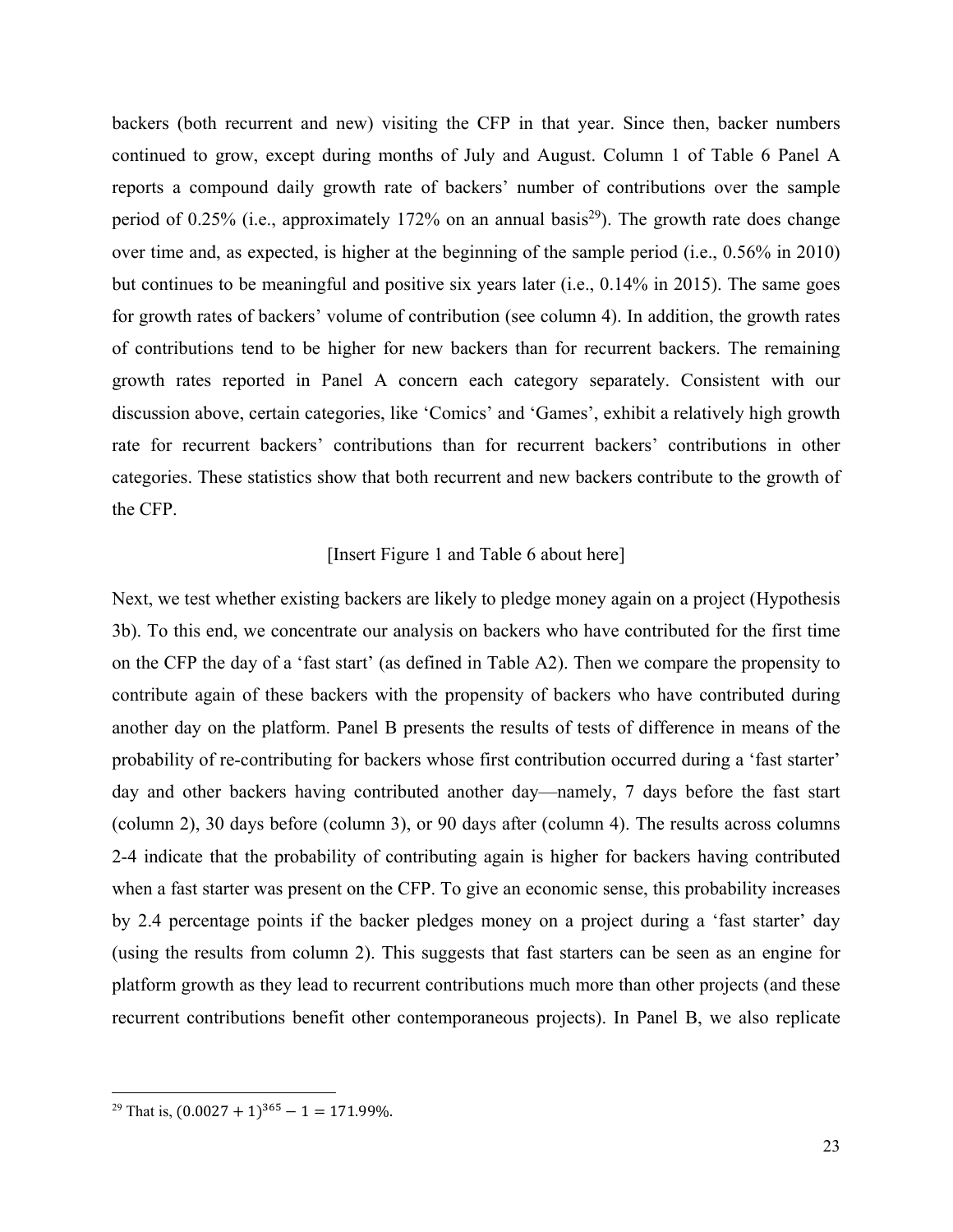backers (both recurrent and new) visiting the CFP in that year. Since then, backer numbers continued to grow, except during months of July and August. Column 1 of Table 6 Panel A reports a compound daily growth rate of backers' number of contributions over the sample period of 0.25% (i.e., approximately 172% on an annual basis[29]). The growth rate does change over time and, as expected, is higher at the beginning of the sample period (i.e., 0.56% in 2010) but continues to be meaningful and positive six years later (i.e., 0.14% in 2015). The same goes for growth rates of backers' volume of contribution (see column 4). In addition, the growth rates of contributions tend to be higher for new backers than for recurrent backers. The remaining growth rates reported in Panel A concern each category separately. Consistent with our discussion above, certain categories, like 'Comics' and 'Games', exhibit a relatively high growth rate for recurrent backers' contributions than for recurrent backers' contributions in other categories. These statistics show that both recurrent and new backers contribute to the growth of the CFP.

[Insert Figure 1 and Table 6 about here]

Next, we test whether existing backers are likely to pledge money again on a project (Hypothesis 3b). To this end, we concentrate our analysis on backers who have contributed for the first time on the CFP the day of a 'fast start' (as defined in Table A2). Then we compare the propensity to contribute again of these backers with the propensity of backers who have contributed during another day on the platform. Panel B presents the results of tests of difference in means of the probability of re-contributing for backers whose first contribution occurred during a 'fast starter' day and other backers having contributed another day—namely, 7 days before the fast start (column 2), 30 days before (column 3), or 90 days after (column 4). The results across columns 2-4 indicate that the probability of contributing again is higher for backers having contributed when a fast starter was present on the CFP. To give an economic sense, this probability increases by 2.4 percentage points if the backer pledges money on a project during a 'fast starter' day (using the results from column 2). This suggests that fast starters can be seen as an engine for platform growth as they lead to recurrent contributions much more than other projects (and these recurrent contributions benefit other contemporaneous projects). In Panel B, we also replicate

[29] That is, $(0.0027 + 1)^{365} - 1 = 171.99\%$.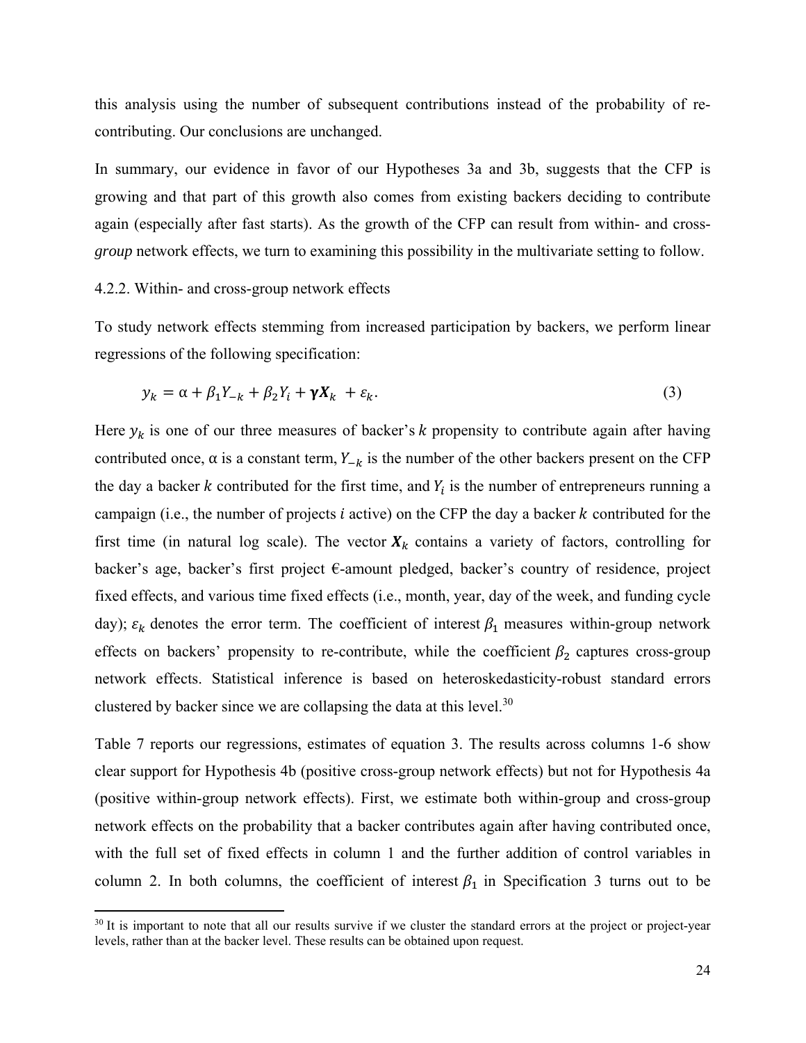this analysis using the number of subsequent contributions instead of the probability of re-contributing. Our conclusions are unchanged.

In summary, our evidence in favor of our Hypotheses 3a and 3b, suggests that the CFP is growing and that part of this growth also comes from existing backers deciding to contribute again (especially after fast starts). As the growth of the CFP can result from within- and cross-*group* network effects, we turn to examining this possibility in the multivariate setting to follow.

#### 4.2.2. Within- and cross-group network effects

To study network effects stemming from increased participation by backers, we perform linear regressions of the following specification:

$$y_k = \alpha + \beta_1 Y_{-k} + \beta_2 Y_i + \boldsymbol{\gamma X}_k + \varepsilon_k. \tag{3}$$

Here $y_k$ is one of our three measures of backer's $k$ propensity to contribute again after having contributed once, α is a constant term, $Y_{-k}$ is the number of the other backers present on the CFP the day a backer $k$ contributed for the first time, and $Y_i$ is the number of entrepreneurs running a campaign (i.e., the number of projects $i$ active) on the CFP the day a backer $k$ contributed for the first time (in natural log scale). The vector $\boldsymbol{X}_k$ contains a variety of factors, controlling for backer's age, backer's first project €-amount pledged, backer's country of residence, project fixed effects, and various time fixed effects (i.e., month, year, day of the week, and funding cycle day); $\varepsilon_k$ denotes the error term. The coefficient of interest $\beta_1$ measures within-group network effects on backers' propensity to re-contribute, while the coefficient $\beta_2$ captures cross-group network effects. Statistical inference is based on heteroskedasticity-robust standard errors clustered by backer since we are collapsing the data at this level.[30]

Table 7 reports our regressions, estimates of equation 3. The results across columns 1-6 show clear support for Hypothesis 4b (positive cross-group network effects) but not for Hypothesis 4a (positive within-group network effects). First, we estimate both within-group and cross-group network effects on the probability that a backer contributes again after having contributed once, with the full set of fixed effects in column 1 and the further addition of control variables in column 2. In both columns, the coefficient of interest $\beta_1$ in Specification 3 turns out to be

[30] It is important to note that all our results survive if we cluster the standard errors at the project or project-year levels, rather than at the backer level. These results can be obtained upon request.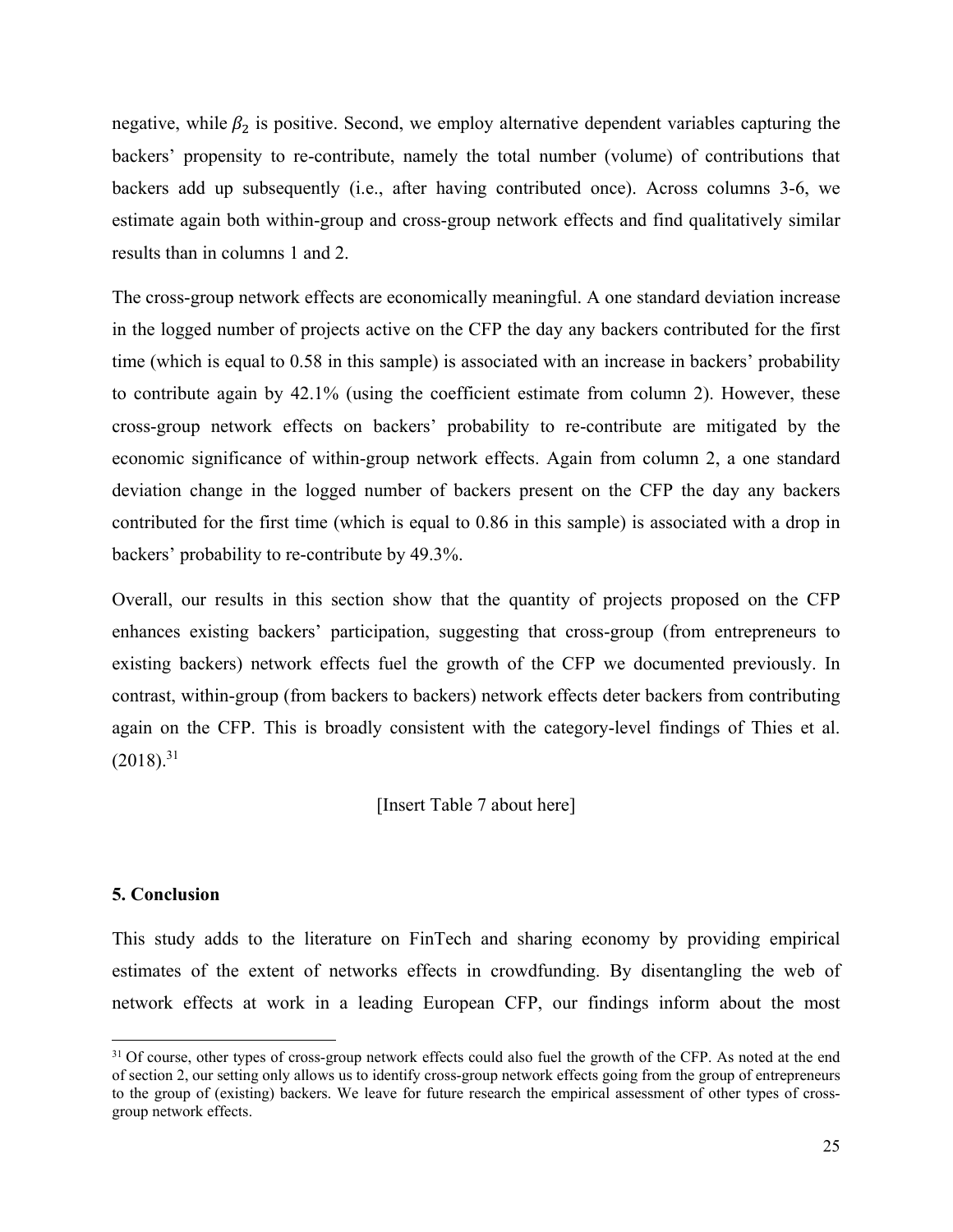negative, while $\beta_2$ is positive. Second, we employ alternative dependent variables capturing the backers' propensity to re-contribute, namely the total number (volume) of contributions that backers add up subsequently (i.e., after having contributed once). Across columns 3-6, we estimate again both within-group and cross-group network effects and find qualitatively similar results than in columns 1 and 2.

The cross-group network effects are economically meaningful. A one standard deviation increase in the logged number of projects active on the CFP the day any backers contributed for the first time (which is equal to 0.58 in this sample) is associated with an increase in backers' probability to contribute again by 42.1% (using the coefficient estimate from column 2). However, these cross-group network effects on backers' probability to re-contribute are mitigated by the economic significance of within-group network effects. Again from column 2, a one standard deviation change in the logged number of backers present on the CFP the day any backers contributed for the first time (which is equal to 0.86 in this sample) is associated with a drop in backers' probability to re-contribute by 49.3%.

Overall, our results in this section show that the quantity of projects proposed on the CFP enhances existing backers' participation, suggesting that cross-group (from entrepreneurs to existing backers) network effects fuel the growth of the CFP we documented previously. In contrast, within-group (from backers to backers) network effects deter backers from contributing again on the CFP. This is broadly consistent with the category-level findings of Thies et al. (2018).[31]

[Insert Table 7 about here]

## 5. Conclusion

This study adds to the literature on FinTech and sharing economy by providing empirical estimates of the extent of networks effects in crowdfunding. By disentangling the web of network effects at work in a leading European CFP, our findings inform about the most

[31] Of course, other types of cross-group network effects could also fuel the growth of the CFP. As noted at the end of section 2, our setting only allows us to identify cross-group network effects going from the group of entrepreneurs to the group of (existing) backers. We leave for future research the empirical assessment of other types of cross-group network effects.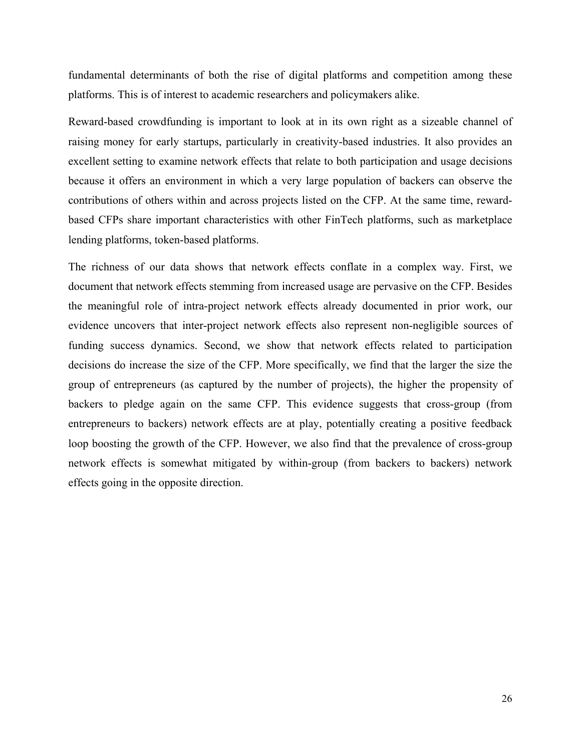fundamental determinants of both the rise of digital platforms and competition among these platforms. This is of interest to academic researchers and policymakers alike.

Reward-based crowdfunding is important to look at in its own right as a sizeable channel of raising money for early startups, particularly in creativity-based industries. It also provides an excellent setting to examine network effects that relate to both participation and usage decisions because it offers an environment in which a very large population of backers can observe the contributions of others within and across projects listed on the CFP. At the same time, reward-based CFPs share important characteristics with other FinTech platforms, such as marketplace lending platforms, token-based platforms.

The richness of our data shows that network effects conflate in a complex way. First, we document that network effects stemming from increased usage are pervasive on the CFP. Besides the meaningful role of intra-project network effects already documented in prior work, our evidence uncovers that inter-project network effects also represent non-negligible sources of funding success dynamics. Second, we show that network effects related to participation decisions do increase the size of the CFP. More specifically, we find that the larger the size the group of entrepreneurs (as captured by the number of projects), the higher the propensity of backers to pledge again on the same CFP. This evidence suggests that cross-group (from entrepreneurs to backers) network effects are at play, potentially creating a positive feedback loop boosting the growth of the CFP. However, we also find that the prevalence of cross-group network effects is somewhat mitigated by within-group (from backers to backers) network effects going in the opposite direction.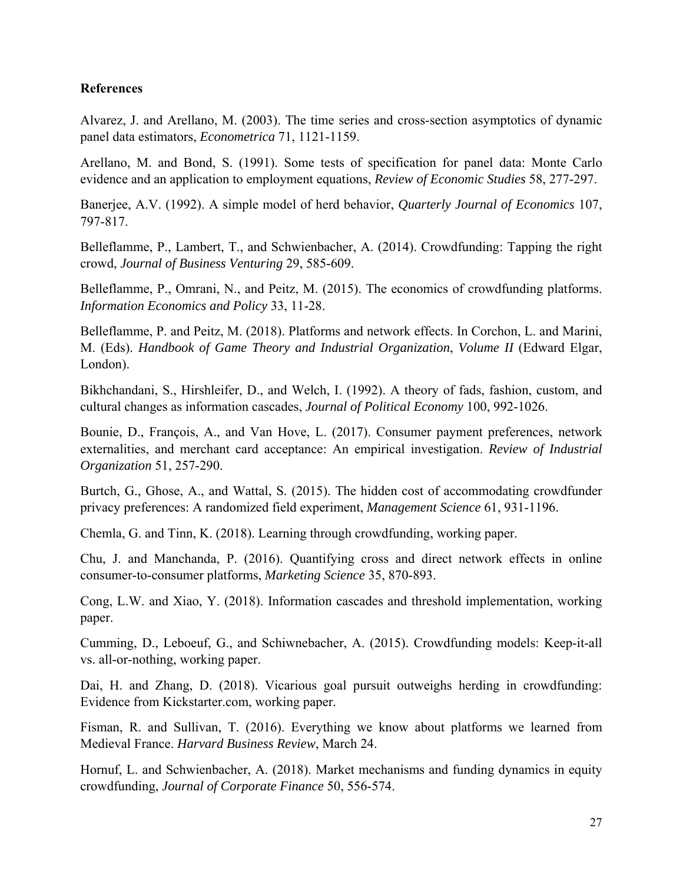**References**

Alvarez, J. and Arellano, M. (2003). The time series and cross-section asymptotics of dynamic panel data estimators, *Econometrica* 71, 1121-1159.

Arellano, M. and Bond, S. (1991). Some tests of specification for panel data: Monte Carlo evidence and an application to employment equations, *Review of Economic Studies* 58, 277-297.

Banerjee, A.V. (1992). A simple model of herd behavior, *Quarterly Journal of Economics* 107, 797-817.

Belleflamme, P., Lambert, T., and Schwienbacher, A. (2014). Crowdfunding: Tapping the right crowd, *Journal of Business Venturing* 29, 585-609.

Belleflamme, P., Omrani, N., and Peitz, M. (2015). The economics of crowdfunding platforms. *Information Economics and Policy* 33, 11-28.

Belleflamme, P. and Peitz, M. (2018). Platforms and network effects. In Corchon, L. and Marini, M. (Eds). *Handbook of Game Theory and Industrial Organization*, *Volume II* (Edward Elgar, London).

Bikhchandani, S., Hirshleifer, D., and Welch, I. (1992). A theory of fads, fashion, custom, and cultural changes as information cascades, *Journal of Political Economy* 100, 992-1026.

Bounie, D., François, A., and Van Hove, L. (2017). Consumer payment preferences, network externalities, and merchant card acceptance: An empirical investigation. *Review of Industrial Organization* 51, 257-290.

Burtch, G., Ghose, A., and Wattal, S. (2015). The hidden cost of accommodating crowdfunder privacy preferences: A randomized field experiment, *Management Science* 61, 931-1196.

Chemla, G. and Tinn, K. (2018). Learning through crowdfunding, working paper.

Chu, J. and Manchanda, P. (2016). Quantifying cross and direct network effects in online consumer-to-consumer platforms, *Marketing Science* 35, 870-893.

Cong, L.W. and Xiao, Y. (2018). Information cascades and threshold implementation, working paper.

Cumming, D., Leboeuf, G., and Schiwnebacher, A. (2015). Crowdfunding models: Keep-it-all vs. all-or-nothing, working paper.

Dai, H. and Zhang, D. (2018). Vicarious goal pursuit outweighs herding in crowdfunding: Evidence from Kickstarter.com, working paper.

Fisman, R. and Sullivan, T. (2016). Everything we know about platforms we learned from Medieval France. *Harvard Business Review*, March 24.

Hornuf, L. and Schwienbacher, A. (2018). Market mechanisms and funding dynamics in equity crowdfunding, *Journal of Corporate Finance* 50, 556-574.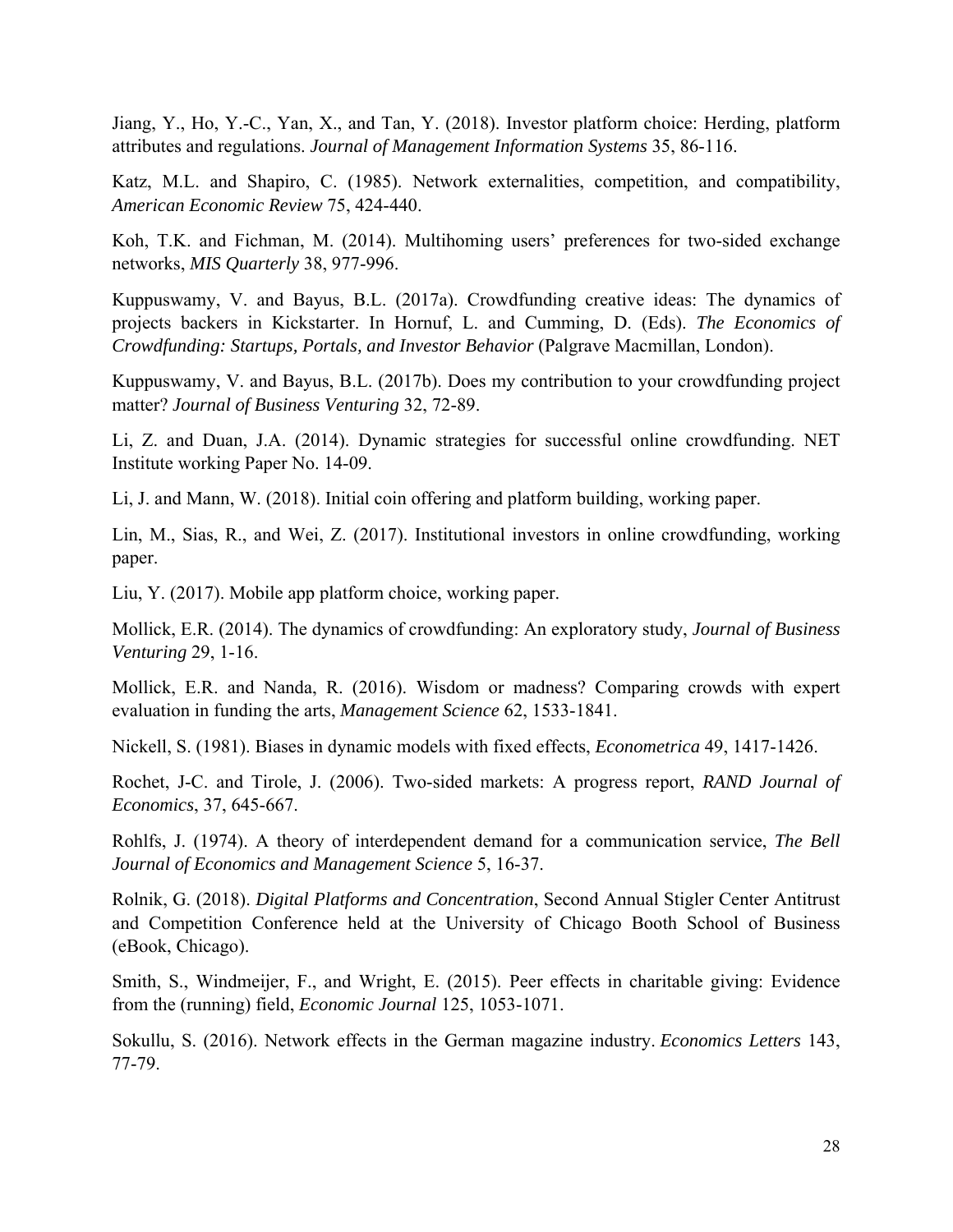Jiang, Y., Ho, Y.-C., Yan, X., and Tan, Y. (2018). Investor platform choice: Herding, platform attributes and regulations. *Journal of Management Information Systems* 35, 86-116.

Katz, M.L. and Shapiro, C. (1985). Network externalities, competition, and compatibility, *American Economic Review* 75, 424-440.

Koh, T.K. and Fichman, M. (2014). Multihoming users' preferences for two-sided exchange networks, *MIS Quarterly* 38, 977-996.

Kuppuswamy, V. and Bayus, B.L. (2017a). Crowdfunding creative ideas: The dynamics of projects backers in Kickstarter. In Hornuf, L. and Cumming, D. (Eds). *The Economics of Crowdfunding: Startups, Portals, and Investor Behavior* (Palgrave Macmillan, London).

Kuppuswamy, V. and Bayus, B.L. (2017b). Does my contribution to your crowdfunding project matter? *Journal of Business Venturing* 32, 72-89.

Li, Z. and Duan, J.A. (2014). Dynamic strategies for successful online crowdfunding. NET Institute working Paper No. 14-09.

Li, J. and Mann, W. (2018). Initial coin offering and platform building, working paper.

Lin, M., Sias, R., and Wei, Z. (2017). Institutional investors in online crowdfunding, working paper.

Liu, Y. (2017). Mobile app platform choice, working paper.

Mollick, E.R. (2014). The dynamics of crowdfunding: An exploratory study, *Journal of Business Venturing* 29, 1-16.

Mollick, E.R. and Nanda, R. (2016). Wisdom or madness? Comparing crowds with expert evaluation in funding the arts, *Management Science* 62, 1533-1841.

Nickell, S. (1981). Biases in dynamic models with fixed effects, *Econometrica* 49, 1417-1426.

Rochet, J-C. and Tirole, J. (2006). Two-sided markets: A progress report, *RAND Journal of Economics*, 37, 645-667.

Rohlfs, J. (1974). A theory of interdependent demand for a communication service, *The Bell Journal of Economics and Management Science* 5, 16-37.

Rolnik, G. (2018). *Digital Platforms and Concentration*, Second Annual Stigler Center Antitrust and Competition Conference held at the University of Chicago Booth School of Business (eBook, Chicago).

Smith, S., Windmeijer, F., and Wright, E. (2015). Peer effects in charitable giving: Evidence from the (running) field, *Economic Journal* 125, 1053-1071.

Sokullu, S. (2016). Network effects in the German magazine industry. *Economics Letters* 143, 77-79.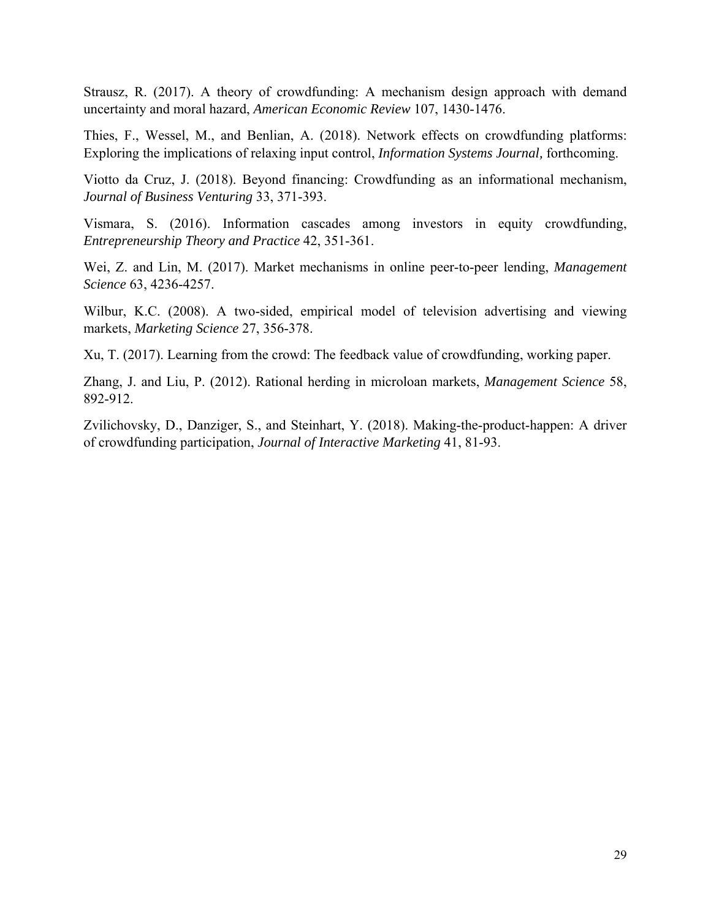Strausz, R. (2017). A theory of crowdfunding: A mechanism design approach with demand uncertainty and moral hazard, *American Economic Review* 107, 1430-1476.

Thies, F., Wessel, M., and Benlian, A. (2018). Network effects on crowdfunding platforms: Exploring the implications of relaxing input control, *Information Systems Journal,* forthcoming.

Viotto da Cruz, J. (2018). Beyond financing: Crowdfunding as an informational mechanism, *Journal of Business Venturing* 33, 371-393.

Vismara, S. (2016). Information cascades among investors in equity crowdfunding, *Entrepreneurship Theory and Practice* 42, 351-361.

Wei, Z. and Lin, M. (2017). Market mechanisms in online peer-to-peer lending, *Management Science* 63, 4236-4257.

Wilbur, K.C. (2008). A two-sided, empirical model of television advertising and viewing markets, *Marketing Science* 27, 356-378.

Xu, T. (2017). Learning from the crowd: The feedback value of crowdfunding, working paper.

Zhang, J. and Liu, P. (2012). Rational herding in microloan markets, *Management Science* 58, 892-912.

Zvilichovsky, D., Danziger, S., and Steinhart, Y. (2018). Making-the-product-happen: A driver of crowdfunding participation, *Journal of Interactive Marketing* 41, 81-93.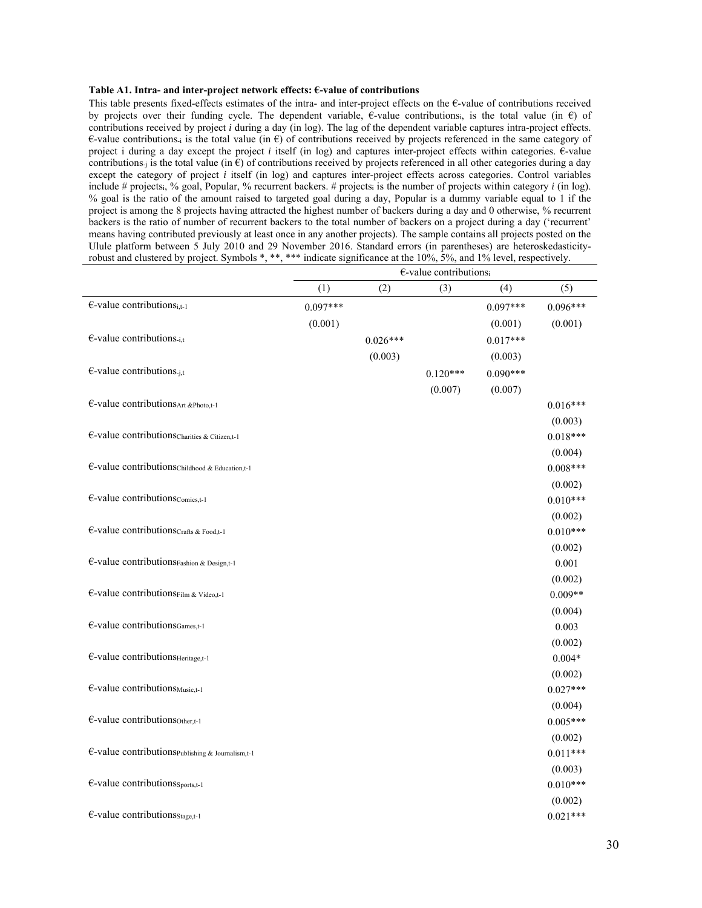**Table A1. Intra- and inter-project network effects: €-value of contributions**

This table presents fixed-effects estimates of the intra- and inter-project effects on the €-value of contributions received by projects over their funding cycle. The dependent variable, €-value contributions$_i$, is the total value (in €) of contributions received by project *i* during a day (in log). The lag of the dependent variable captures intra-project effects. €-value contributions$_{-i}$ is the total value (in €) of contributions received by projects referenced in the same category of project i during a day except the project *i* itself (in log) and captures inter-project effects within categories. €-value contributions$_{-j}$ is the total value (in €) of contributions received by projects referenced in all other categories during a day except the category of project *i* itself (in log) and captures inter-project effects across categories. Control variables include # projects$_i$, % goal, Popular, % recurrent backers. # projects$_i$ is the number of projects within category *i* (in log). % goal is the ratio of the amount raised to targeted goal during a day, Popular is a dummy variable equal to 1 if the project is among the 8 projects having attracted the highest number of backers during a day and 0 otherwise, % recurrent backers is the ratio of number of recurrent backers to the total number of backers on a project during a day ('recurrent' means having contributed previously at least once in any another projects). The sample contains all projects posted on the Ulule platform between 5 July 2010 and 29 November 2016. Standard errors (in parentheses) are heteroskedasticity-robust and clustered by project. Symbols *, **, *** indicate significance at the 10%, 5%, and 1% level, respectively.

| | €-value contributions$_i$ | | | | |
|---|---|---|---|---|---|
| | (1) | (2) | (3) | (4) | (5) |
| €-value contributions$_{i,t-1}$ | 0.097*** | | | 0.097*** | 0.096*** |
| | (0.001) | | | (0.001) | (0.001) |
| €-value contributions$_{-i,t}$ | | 0.026*** | | 0.017*** | |
| | | (0.003) | | (0.003) | |
| €-value contributions$_{-j,t}$ | | | 0.120*** | 0.090*** | |
| | | | (0.007) | (0.007) | |
| €-value contributions$_{Art\ \&Photo,t-1}$ | | | | | 0.016*** |
| | | | | | (0.003) |
| €-value contributions$_{Charities\ \&\ Citizen,t-1}$ | | | | | 0.018*** |
| | | | | | (0.004) |
| €-value contributions$_{Childhood\ \&\ Education,t-1}$ | | | | | 0.008*** |
| | | | | | (0.002) |
| €-value contributions$_{Comics,t-1}$ | | | | | 0.010*** |
| | | | | | (0.002) |
| €-value contributions$_{Crafts\ \&\ Food,t-1}$ | | | | | 0.010*** |
| | | | | | (0.002) |
| €-value contributions$_{Fashion\ \&\ Design,t-1}$ | | | | | 0.001 |
| | | | | | (0.002) |
| €-value contributions$_{Film\ \&\ Video,t-1}$ | | | | | 0.009** |
| | | | | | (0.004) |
| €-value contributions$_{Games,t-1}$ | | | | | 0.003 |
| | | | | | (0.002) |
| €-value contributions$_{Heritage,t-1}$ | | | | | 0.004* |
| | | | | | (0.002) |
| €-value contributions$_{Music,t-1}$ | | | | | 0.027*** |
| | | | | | (0.004) |
| €-value contributions$_{Other,t-1}$ | | | | | 0.005*** |
| | | | | | (0.002) |
| €-value contributions$_{Publishing\ \&\ Journalism,t-1}$ | | | | | 0.011*** |
| | | | | | (0.003) |
| €-value contributions$_{Sports,t-1}$ | | | | | 0.010*** |
| | | | | | (0.002) |
| €-value contributions$_{Stage,t-1}$ | | | | | 0.021*** |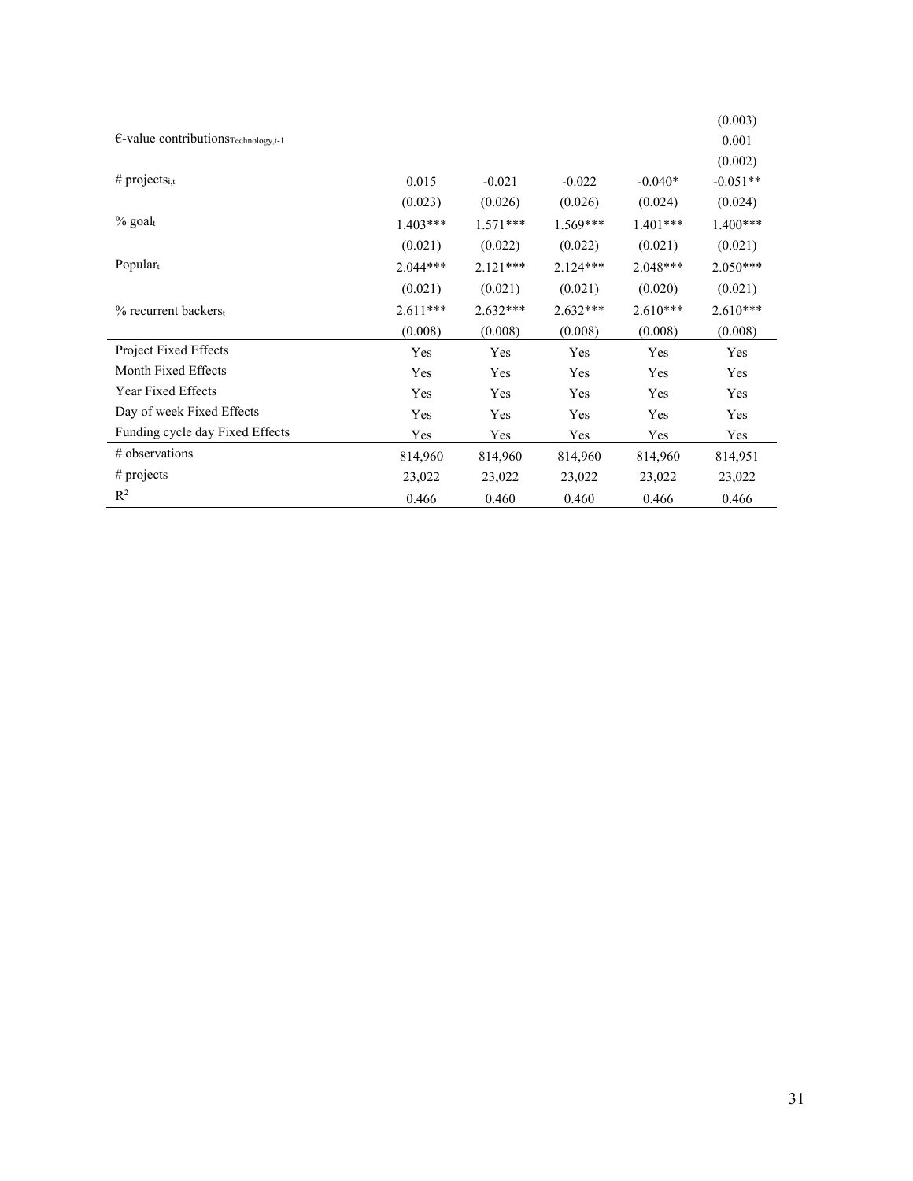| | (1) | (2) | (3) | (4) | (5) |
|---|---|---|---|---|---|
| | | | | | (0.003) |
| €-value $\text{contributions}_{\text{Technology},t-1}$ | | | | | 0.001 |
| | | | | | (0.002) |
| # $\text{projects}_{i,t}$ | 0.015 | -0.021 | -0.022 | -0.040* | -0.051** |
| | (0.023) | (0.026) | (0.026) | (0.024) | (0.024) |
| % $\text{goal}_t$ | 1.403*** | 1.571*** | 1.569*** | 1.401*** | 1.400*** |
| | (0.021) | (0.022) | (0.022) | (0.021) | (0.021) |
| $\text{Popular}_t$ | 2.044*** | 2.121*** | 2.124*** | 2.048*** | 2.050*** |
| | (0.021) | (0.021) | (0.021) | (0.020) | (0.021) |
| % recurrent $\text{backers}_t$ | 2.611*** | 2.632*** | 2.632*** | 2.610*** | 2.610*** |
| | (0.008) | (0.008) | (0.008) | (0.008) | (0.008) |
| Project Fixed Effects | Yes | Yes | Yes | Yes | Yes |
| Month Fixed Effects | Yes | Yes | Yes | Yes | Yes |
| Year Fixed Effects | Yes | Yes | Yes | Yes | Yes |
| Day of week Fixed Effects | Yes | Yes | Yes | Yes | Yes |
| Funding cycle day Fixed Effects | Yes | Yes | Yes | Yes | Yes |
| # observations | 814,960 | 814,960 | 814,960 | 814,960 | 814,951 |
| # projects | 23,022 | 23,022 | 23,022 | 23,022 | 23,022 |
| $R^2$ | 0.466 | 0.460 | 0.460 | 0.466 | 0.466 |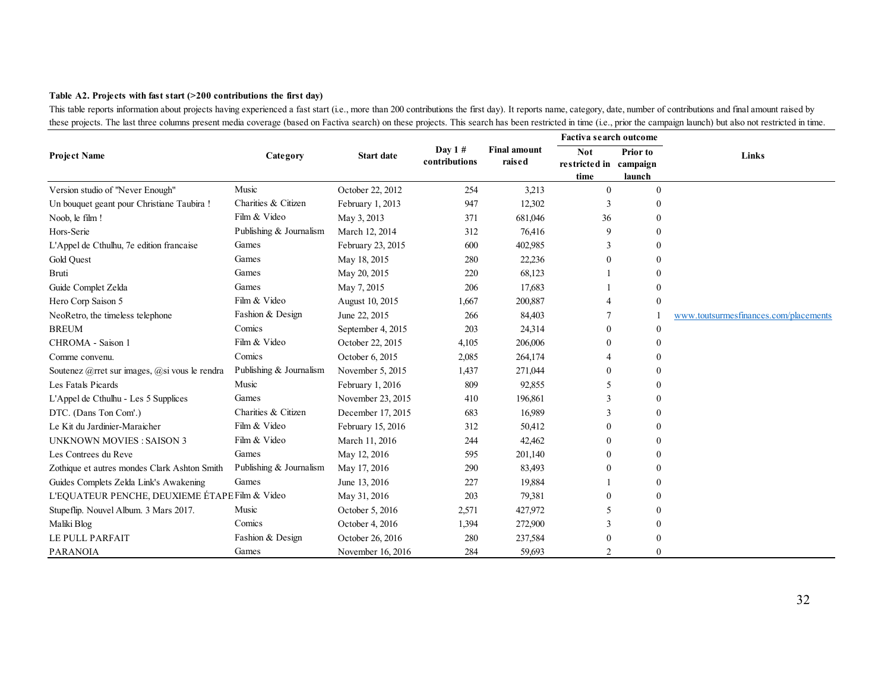**Table A2. Projects with fast start (>200 contributions the first day)**

This table reports information about projects having experienced a fast start (i.e., more than 200 contributions the first day). It reports name, category, date, number of contributions and final amount raised by these projects. The last three columns present media coverage (based on Factiva search) on these projects. This search has been restricted in time (i.e., prior the campaign launch) but also not restricted in time.

| Project Name | Category | Start date | Day 1 # contributions | Final amount raised | Factiva search outcome | | Links |
|---|---|---|---|---|---|---|---|
| | | | | | Not restricted in time | Prior to campaign launch | |
| Version studio of "Never Enough" | Music | October 22, 2012 | 254 | 3,213 | 0 | 0 | |
| Un bouquet geant pour Christiane Taubira ! | Charities & Citizen | February 1, 2013 | 947 | 12,302 | 3 | 0 | |
| Noob, le film ! | Film & Video | May 3, 2013 | 371 | 681,046 | 36 | 0 | |
| Hors-Serie | Publishing & Journalism | March 12, 2014 | 312 | 76,416 | 9 | 0 | |
| L'Appel de Cthulhu, 7e edition francaise | Games | February 23, 2015 | 600 | 402,985 | 3 | 0 | |
| Gold Quest | Games | May 18, 2015 | 280 | 22,236 | 0 | 0 | |
| Bruti | Games | May 20, 2015 | 220 | 68,123 | 1 | 0 | |
| Guide Complet Zelda | Games | May 7, 2015 | 206 | 17,683 | 1 | 0 | |
| Hero Corp Saison 5 | Film & Video | August 10, 2015 | 1,667 | 200,887 | 4 | 0 | |
| NeoRetro, the timeless telephone | Fashion & Design | June 22, 2015 | 266 | 84,403 | 7 | 1 | www.toutsurmesfinances.com/placements |
| BREUM | Comics | September 4, 2015 | 203 | 24,314 | 0 | 0 | |
| CHROMA - Saison 1 | Film & Video | October 22, 2015 | 4,105 | 206,006 | 0 | 0 | |
| Comme convenu. | Comics | October 6, 2015 | 2,085 | 264,174 | 4 | 0 | |
| Soutenez @rret sur images, @si vous le rendra | Publishing & Journalism | November 5, 2015 | 1,437 | 271,044 | 0 | 0 | |
| Les Fatals Picards | Music | February 1, 2016 | 809 | 92,855 | 5 | 0 | |
| L'Appel de Cthulhu - Les 5 Supplices | Games | November 23, 2015 | 410 | 196,861 | 3 | 0 | |
| DTC. (Dans Ton Com'.) | Charities & Citizen | December 17, 2015 | 683 | 16,989 | 3 | 0 | |
| Le Kit du Jardinier-Maraicher | Film & Video | February 15, 2016 | 312 | 50,412 | 0 | 0 | |
| UNKNOWN MOVIES : SAISON 3 | Film & Video | March 11, 2016 | 244 | 42,462 | 0 | 0 | |
| Les Contrees du Reve | Games | May 12, 2016 | 595 | 201,140 | 0 | 0 | |
| Zothique et autres mondes Clark Ashton Smith | Publishing & Journalism | May 17, 2016 | 290 | 83,493 | 0 | 0 | |
| Guides Complets Zelda Link's Awakening | Games | June 13, 2016 | 227 | 19,884 | 1 | 0 | |
| L'EQUATEUR PENCHE, DEUXIEME ÉTAPE | Film & Video | May 31, 2016 | 203 | 79,381 | 0 | 0 | |
| Stupeflip. Nouvel Album. 3 Mars 2017. | Music | October 5, 2016 | 2,571 | 427,972 | 5 | 0 | |
| Maliki Blog | Comics | October 4, 2016 | 1,394 | 272,900 | 3 | 0 | |
| LE PULL PARFAIT | Fashion & Design | October 26, 2016 | 280 | 237,584 | 0 | 0 | |
| PARANOIA | Games | November 16, 2016 | 284 | 59,693 | 2 | 0 | |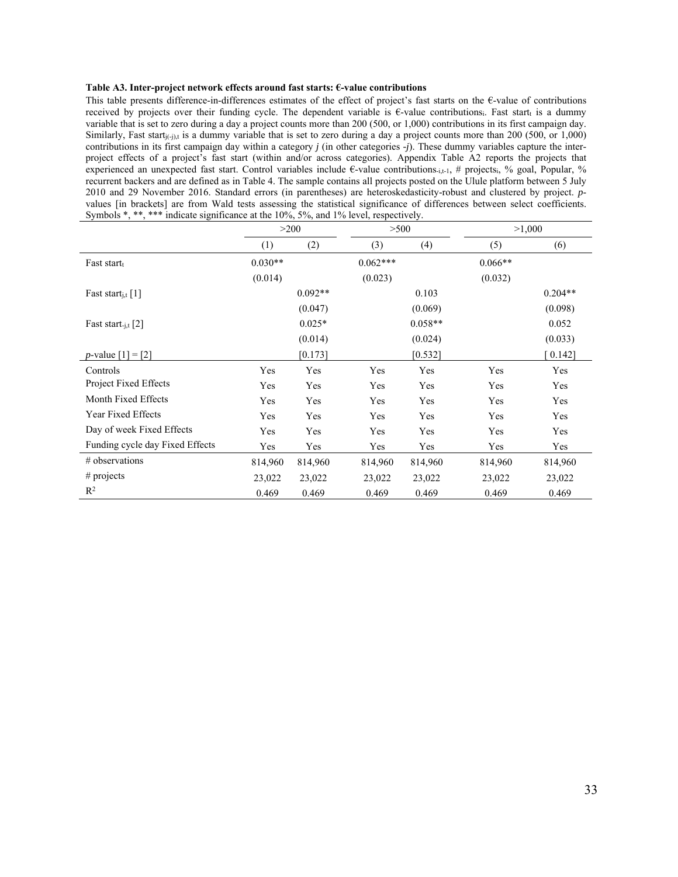**Table A3. Inter-project network effects around fast starts: €-value contributions**

This table presents difference-in-differences estimates of the effect of project's fast starts on the €-value of contributions received by projects over their funding cycle. The dependent variable is €-value $\text{contributions}_i$. Fast $\text{start}_t$ is a dummy variable that is set to zero during a day a project counts more than 200 (500, or 1,000) contributions in its first campaign day. Similarly, Fast $\text{start}_{j(-j),t}$ is a dummy variable that is set to zero during a day a project counts more than 200 (500, or 1,000) contributions in its first campaign day within a category *j* (in other categories -*j*). These dummy variables capture the inter-project effects of a project's fast start (within and/or across categories). Appendix Table A2 reports the projects that experienced an unexpected fast start. Control variables include €-value $\text{contributions}_{-i,t-1}$, # $\text{projects}_i$, % goal, Popular, % recurrent backers and are defined as in Table 4. The sample contains all projects posted on the Ulule platform between 5 July 2010 and 29 November 2016. Standard errors (in parentheses) are heteroskedasticity-robust and clustered by project. *p*-values [in brackets] are from Wald tests assessing the statistical significance of differences between select coefficients. Symbols *, **, *** indicate significance at the 10%, 5%, and 1% level, respectively.

| | >200 | | >500 | | >1,000 | |
|---|---|---|---|---|---|---|
| | (1) | (2) | (3) | (4) | (5) | (6) |
| Fast $\text{start}_t$ | 0.030** | | 0.062*** | | 0.066** | |
| | (0.014) | | (0.023) | | (0.032) | |
| Fast $\text{start}_{j,t}$ [1] | | 0.092** | | 0.103 | | 0.204** |
| | | (0.047) | | (0.069) | | (0.098) |
| Fast $\text{start}_{-j,t}$ [2] | | 0.025* | | 0.058** | | 0.052 |
| | | (0.014) | | (0.024) | | (0.033) |
| *p*-value [1] = [2] | | [0.173] | | [0.532] | | [ 0.142] |
| Controls | Yes | Yes | Yes | Yes | Yes | Yes |
| Project Fixed Effects | Yes | Yes | Yes | Yes | Yes | Yes |
| Month Fixed Effects | Yes | Yes | Yes | Yes | Yes | Yes |
| Year Fixed Effects | Yes | Yes | Yes | Yes | Yes | Yes |
| Day of week Fixed Effects | Yes | Yes | Yes | Yes | Yes | Yes |
| Funding cycle day Fixed Effects | Yes | Yes | Yes | Yes | Yes | Yes |
| # observations | 814,960 | 814,960 | 814,960 | 814,960 | 814,960 | 814,960 |
| # projects | 23,022 | 23,022 | 23,022 | 23,022 | 23,022 | 23,022 |
| $R^2$ | 0.469 | 0.469 | 0.469 | 0.469 | 0.469 | 0.469 |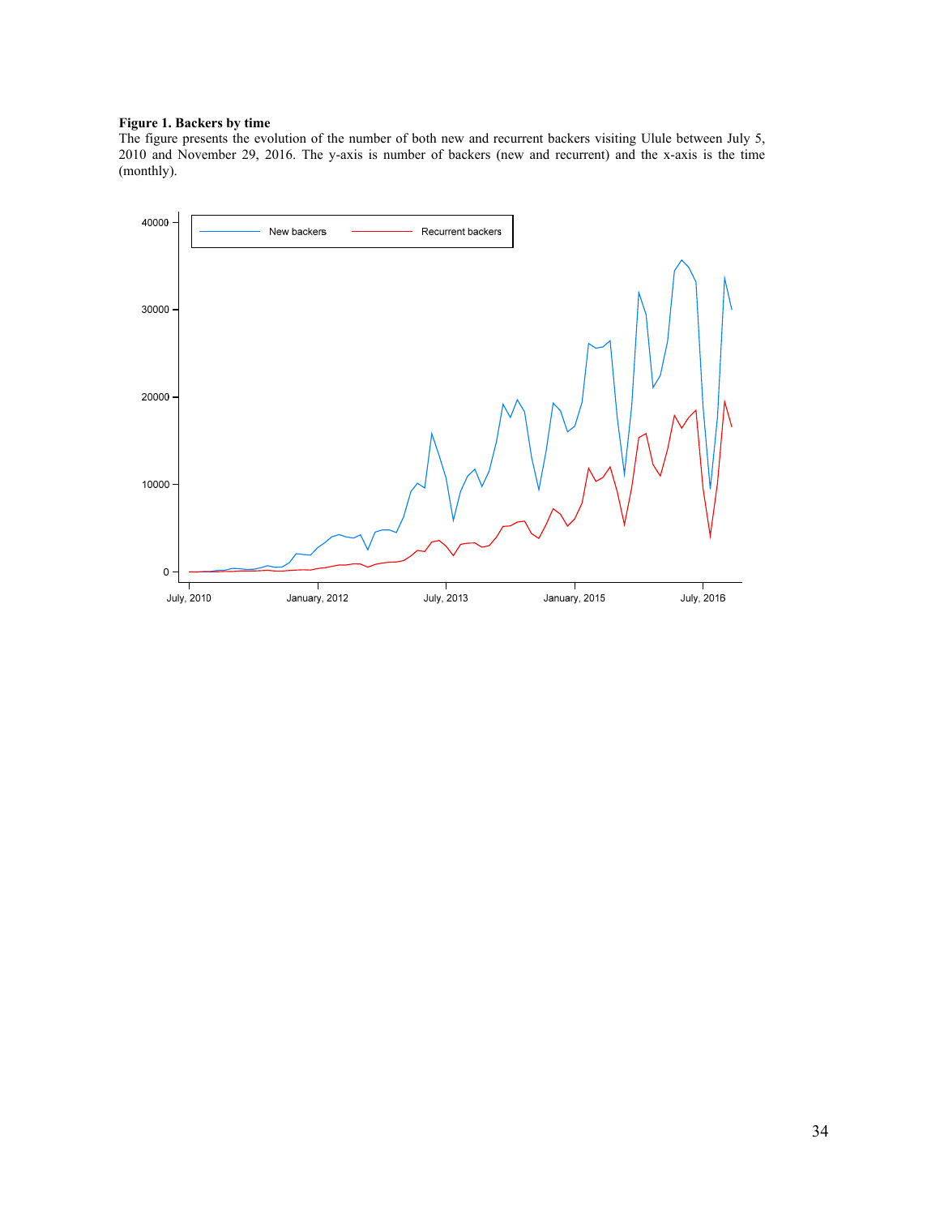**Figure 1. Backers by time**

The figure presents the evolution of the number of both new and recurrent backers visiting Ulule between July 5, 2010 and November 29, 2016. The y-axis is number of backers (new and recurrent) and the x-axis is the time (monthly).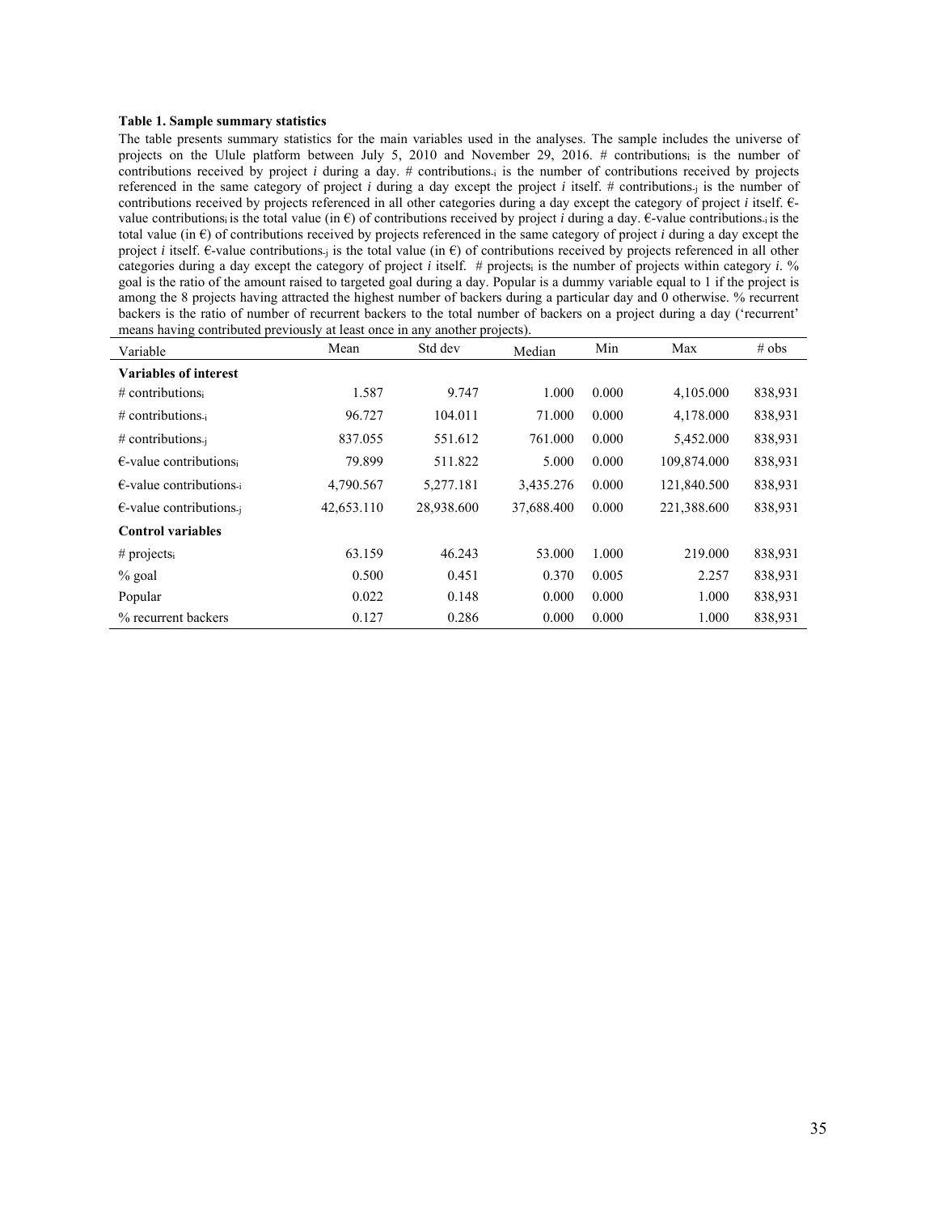**Table 1. Sample summary statistics**

The table presents summary statistics for the main variables used in the analyses. The sample includes the universe of projects on the Ulule platform between July 5, 2010 and November 29, 2016. # contributions$_i$ is the number of contributions received by project *i* during a day. # contributions$_{-i}$ is the number of contributions received by projects referenced in the same category of project *i* during a day except the project *i* itself. # contributions$_{-j}$ is the number of contributions received by projects referenced in all other categories during a day except the category of project *i* itself. €-value contributions$_i$ is the total value (in €) of contributions received by project *i* during a day. €-value contributions$_{-i}$ is the total value (in €) of contributions received by projects referenced in the same category of project *i* during a day except the project *i* itself. €-value contributions$_{-j}$ is the total value (in €) of contributions received by projects referenced in all other categories during a day except the category of project *i* itself. # projects$_i$ is the number of projects within category *i*. % goal is the ratio of the amount raised to targeted goal during a day. Popular is a dummy variable equal to 1 if the project is among the 8 projects having attracted the highest number of backers during a particular day and 0 otherwise. % recurrent backers is the ratio of number of recurrent backers to the total number of backers on a project during a day ('recurrent' means having contributed previously at least once in any another projects).

| Variable | Mean | Std dev | Median | Min | Max | # obs |
|---|---|---|---|---|---|---|
| **Variables of interest** | | | | | | |
| # contributions$_i$ | 1.587 | 9.747 | 1.000 | 0.000 | 4,105.000 | 838,931 |
| # contributions$_{-i}$ | 96.727 | 104.011 | 71.000 | 0.000 | 4,178.000 | 838,931 |
| # contributions$_{-j}$ | 837.055 | 551.612 | 761.000 | 0.000 | 5,452.000 | 838,931 |
| €-value contributions$_i$ | 79.899 | 511.822 | 5.000 | 0.000 | 109,874.000 | 838,931 |
| €-value contributions$_{-i}$ | 4,790.567 | 5,277.181 | 3,435.276 | 0.000 | 121,840.500 | 838,931 |
| €-value contributions$_{-j}$ | 42,653.110 | 28,938.600 | 37,688.400 | 0.000 | 221,388.600 | 838,931 |
| **Control variables** | | | | | | |
| # projects$_i$ | 63.159 | 46.243 | 53.000 | 1.000 | 219.000 | 838,931 |
| % goal | 0.500 | 0.451 | 0.370 | 0.005 | 2.257 | 838,931 |
| Popular | 0.022 | 0.148 | 0.000 | 0.000 | 1.000 | 838,931 |
| % recurrent backers | 0.127 | 0.286 | 0.000 | 0.000 | 1.000 | 838,931 |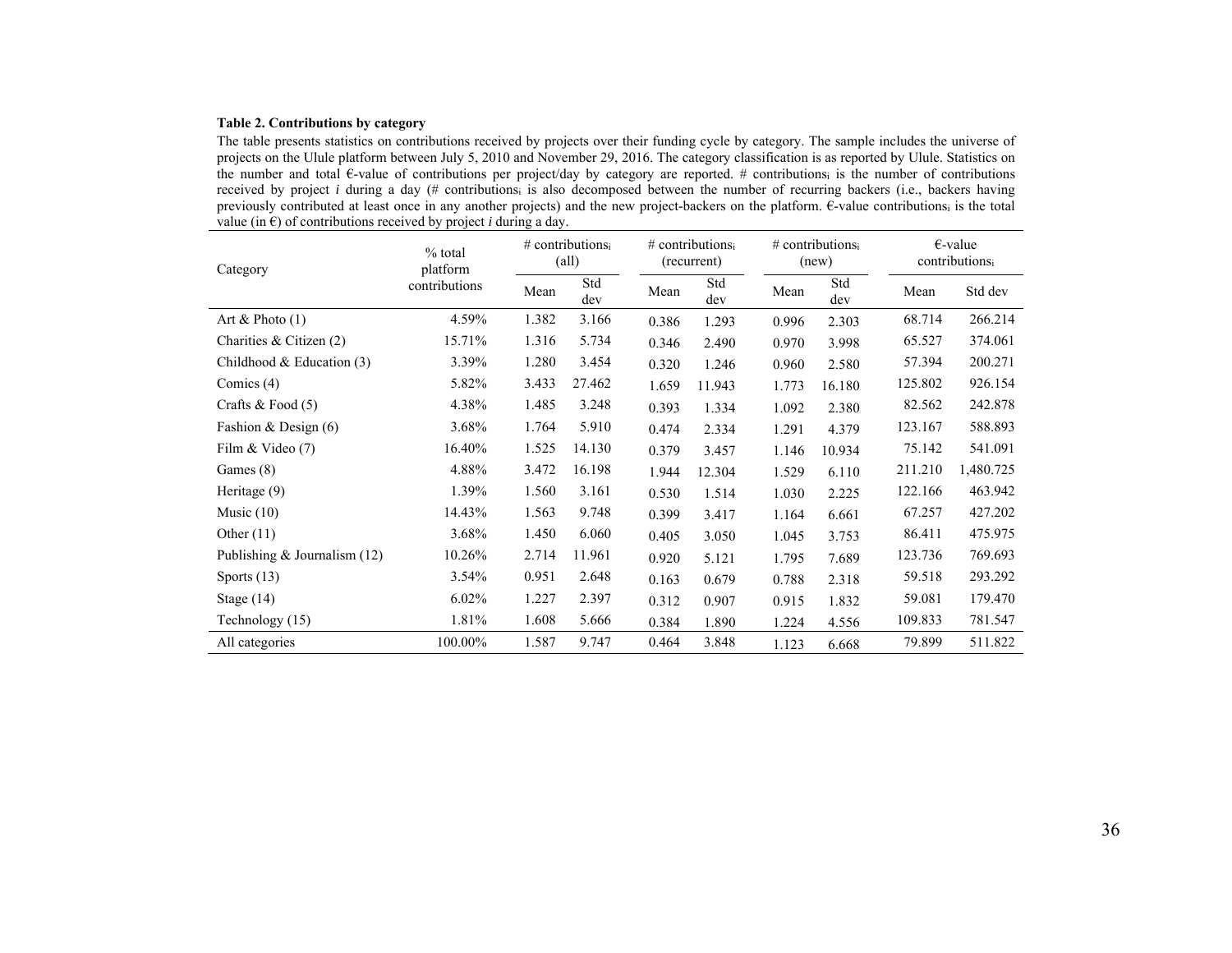**Table 2. Contributions by category**

The table presents statistics on contributions received by projects over their funding cycle by category. The sample includes the universe of projects on the Ulule platform between July 5, 2010 and November 29, 2016. The category classification is as reported by Ulule. Statistics on the number and total €-value of contributions per project/day by category are reported. # $contributions_i$ is the number of contributions received by project *i* during a day (# $contributions_i$ is also decomposed between the number of recurring backers (i.e., backers having previously contributed at least once in any another projects) and the new project-backers on the platform. €-value $contributions_i$ is the total value (in €) of contributions received by project *i* during a day.

| Category | % total platform contributions | # $contributions_i$ (all) | | # $contributions_i$ (recurrent) | | # $contributions_i$ (new) | | €-value $contributions_i$ | |
|---|---|---|---|---|---|---|---|---|---|
| | | Mean | Std dev | Mean | Std dev | Mean | Std dev | Mean | Std dev |
| Art & Photo (1) | 4.59% | 1.382 | 3.166 | 0.386 | 1.293 | 0.996 | 2.303 | 68.714 | 266.214 |
| Charities & Citizen (2) | 15.71% | 1.316 | 5.734 | 0.346 | 2.490 | 0.970 | 3.998 | 65.527 | 374.061 |
| Childhood & Education (3) | 3.39% | 1.280 | 3.454 | 0.320 | 1.246 | 0.960 | 2.580 | 57.394 | 200.271 |
| Comics (4) | 5.82% | 3.433 | 27.462 | 1.659 | 11.943 | 1.773 | 16.180 | 125.802 | 926.154 |
| Crafts & Food (5) | 4.38% | 1.485 | 3.248 | 0.393 | 1.334 | 1.092 | 2.380 | 82.562 | 242.878 |
| Fashion & Design (6) | 3.68% | 1.764 | 5.910 | 0.474 | 2.334 | 1.291 | 4.379 | 123.167 | 588.893 |
| Film & Video (7) | 16.40% | 1.525 | 14.130 | 0.379 | 3.457 | 1.146 | 10.934 | 75.142 | 541.091 |
| Games (8) | 4.88% | 3.472 | 16.198 | 1.944 | 12.304 | 1.529 | 6.110 | 211.210 | 1,480.725 |
| Heritage (9) | 1.39% | 1.560 | 3.161 | 0.530 | 1.514 | 1.030 | 2.225 | 122.166 | 463.942 |
| Music (10) | 14.43% | 1.563 | 9.748 | 0.399 | 3.417 | 1.164 | 6.661 | 67.257 | 427.202 |
| Other (11) | 3.68% | 1.450 | 6.060 | 0.405 | 3.050 | 1.045 | 3.753 | 86.411 | 475.975 |
| Publishing & Journalism (12) | 10.26% | 2.714 | 11.961 | 0.920 | 5.121 | 1.795 | 7.689 | 123.736 | 769.693 |
| Sports (13) | 3.54% | 0.951 | 2.648 | 0.163 | 0.679 | 0.788 | 2.318 | 59.518 | 293.292 |
| Stage (14) | 6.02% | 1.227 | 2.397 | 0.312 | 0.907 | 0.915 | 1.832 | 59.081 | 179.470 |
| Technology (15) | 1.81% | 1.608 | 5.666 | 0.384 | 1.890 | 1.224 | 4.556 | 109.833 | 781.547 |
| All categories | 100.00% | 1.587 | 9.747 | 0.464 | 3.848 | 1.123 | 6.668 | 79.899 | 511.822 |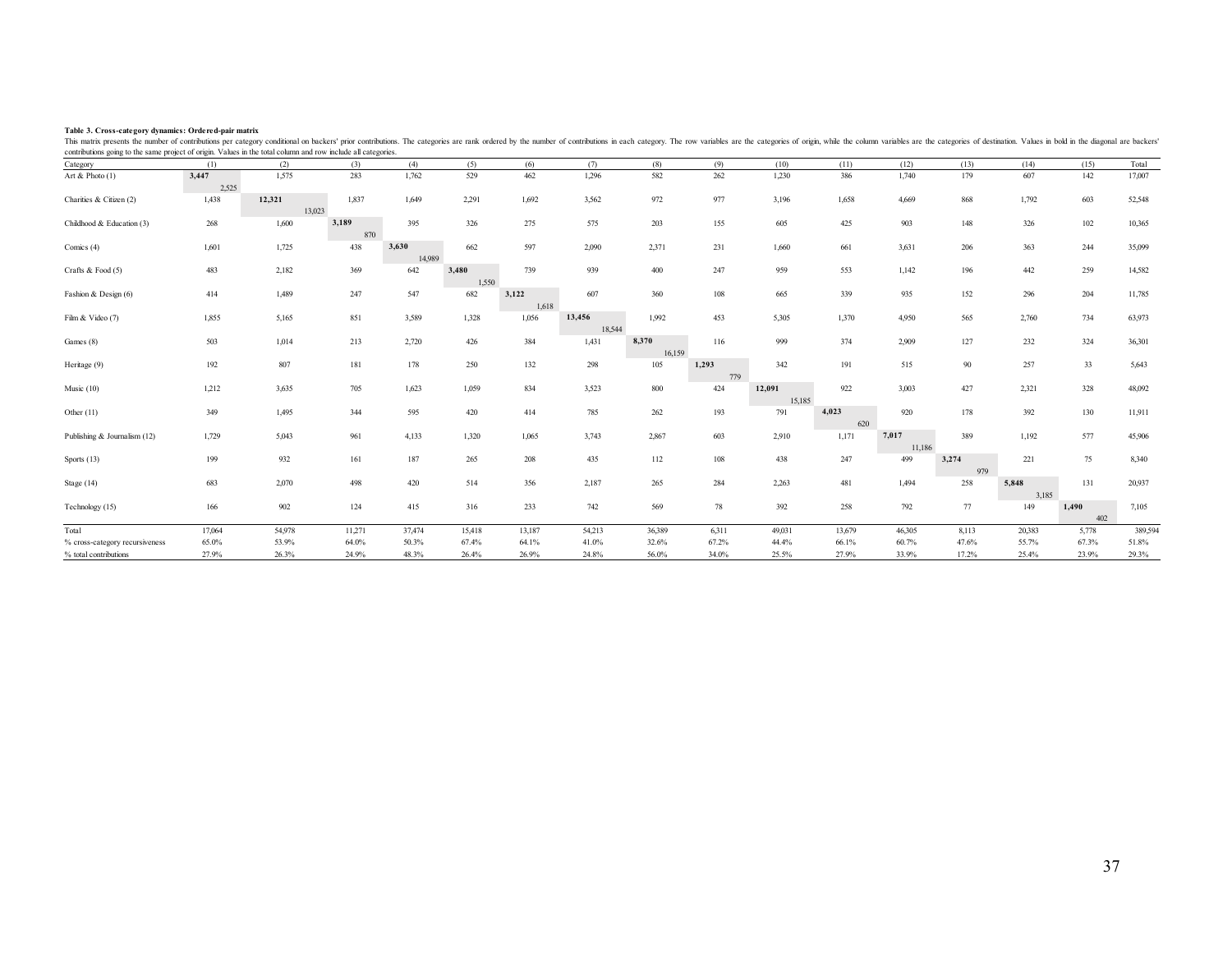**Table 3. Cross-category dynamics: Ordered-pair matrix**

This matrix presents the number of contributions per category conditional on backers' prior contributions. The categories are rank ordered by the number of contributions in each category. The row variables are the categories of origin, while the column variables are the categories of destination. Values in bold in the diagonal are backers' contributions going to the same project of origin. Values in the total column and row include all categories.

| Category | (1) | (2) | (3) | (4) | (5) | (6) | (7) | (8) | (9) | (10) | (11) | (12) | (13) | (14) | (15) | Total |
|---|---|---|---|---|---|---|---|---|---|---|---|---|---|---|---|---|
| Art & Photo (1) | **3,447** 2,525 | 1,575 | 283 | 1,762 | 529 | 462 | 1,296 | 582 | 262 | 1,230 | 386 | 1,740 | 179 | 607 | 142 | 17,007 |
| Charities & Citizen (2) | 1,438 | **12,321** 13,023 | 1,837 | 1,649 | 2,291 | 1,692 | 3,562 | 972 | 977 | 3,196 | 1,658 | 4,669 | 868 | 1,792 | 603 | 52,548 |
| Childhood & Education (3) | 268 | 1,600 | **3,189** 870 | 395 | 326 | 275 | 575 | 203 | 155 | 605 | 425 | 903 | 148 | 326 | 102 | 10,365 |
| Comics (4) | 1,601 | 1,725 | 438 | **3,630** 14,989 | 662 | 597 | 2,090 | 2,371 | 231 | 1,660 | 661 | 3,631 | 206 | 363 | 244 | 35,099 |
| Crafts & Food (5) | 483 | 2,182 | 369 | 642 | **3,480** 1,550 | 739 | 939 | 400 | 247 | 959 | 553 | 1,142 | 196 | 442 | 259 | 14,582 |
| Fashion & Design (6) | 414 | 1,489 | 247 | 547 | 682 | **3,122** 1,618 | 607 | 360 | 108 | 665 | 339 | 935 | 152 | 296 | 204 | 11,785 |
| Film & Video (7) | 1,855 | 5,165 | 851 | 3,589 | 1,328 | 1,056 | **13,456** 18,544 | 1,992 | 453 | 5,305 | 1,370 | 4,950 | 565 | 2,760 | 734 | 63,973 |
| Games (8) | 503 | 1,014 | 213 | 2,720 | 426 | 384 | 1,431 | **8,370** 16,159 | 116 | 999 | 374 | 2,909 | 127 | 232 | 324 | 36,301 |
| Heritage (9) | 192 | 807 | 181 | 178 | 250 | 132 | 298 | 105 | **1,293** 779 | 342 | 191 | 515 | 90 | 257 | 33 | 5,643 |
| Music (10) | 1,212 | 3,635 | 705 | 1,623 | 1,059 | 834 | 3,523 | 800 | 424 | **12,091** 15,185 | 922 | 3,003 | 427 | 2,321 | 328 | 48,092 |
| Other (11) | 349 | 1,495 | 344 | 595 | 420 | 414 | 785 | 262 | 193 | 791 | **4,023** 620 | 920 | 178 | 392 | 130 | 11,911 |
| Publishing & Journalism (12) | 1,729 | 5,043 | 961 | 4,133 | 1,320 | 1,065 | 3,743 | 2,867 | 603 | 2,910 | 1,171 | **7,017** 11,186 | 389 | 1,192 | 577 | 45,906 |
| Sports (13) | 199 | 932 | 161 | 187 | 265 | 208 | 435 | 112 | 108 | 438 | 247 | 499 | **3,274** 979 | 221 | 75 | 8,340 |
| Stage (14) | 683 | 2,070 | 498 | 420 | 514 | 356 | 2,187 | 265 | 284 | 2,263 | 481 | 1,494 | 258 | **5,848** 3,185 | 131 | 20,937 |
| Technology (15) | 166 | 902 | 124 | 415 | 316 | 233 | 742 | 569 | 78 | 392 | 258 | 792 | 77 | 149 | **1,490** 402 | 7,105 |
| Total | 17,064 | 54,978 | 11,271 | 37,474 | 15,418 | 13,187 | 54,213 | 36,389 | 6,311 | 49,031 | 13,679 | 46,305 | 8,113 | 20,383 | 5,778 | 389,594 |
| % cross-category recursiveness | 65.0% | 53.9% | 64.0% | 50.3% | 67.4% | 64.1% | 41.0% | 32.6% | 67.2% | 44.4% | 66.1% | 60.7% | 47.6% | 55.7% | 67.3% | 51.8% |
| % total contributions | 27.9% | 26.3% | 24.9% | 48.3% | 26.4% | 26.9% | 24.8% | 56.0% | 34.0% | 25.5% | 27.9% | 33.9% | 17.2% | 25.4% | 23.9% | 29.3% |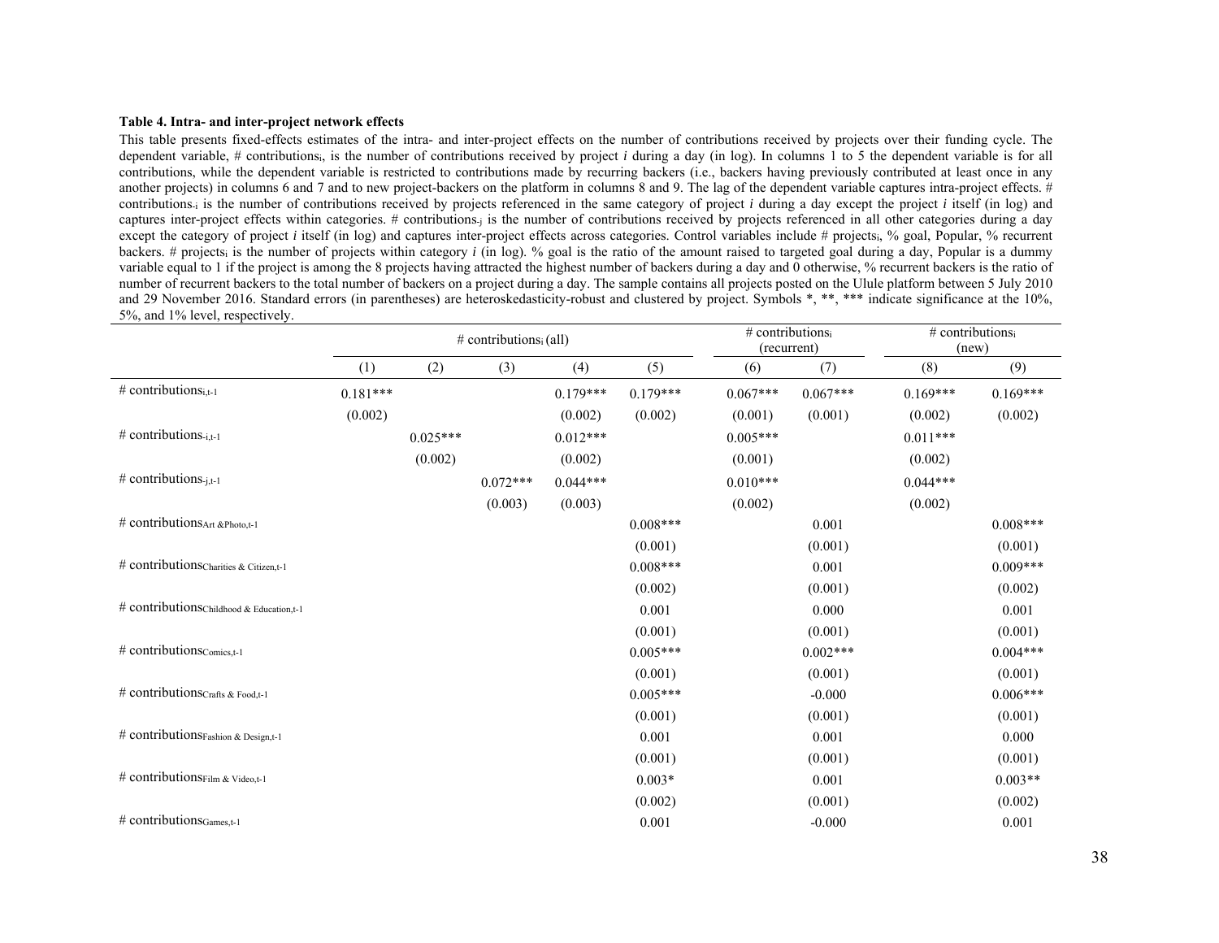**Table 4. Intra- and inter-project network effects**

This table presents fixed-effects estimates of the intra- and inter-project effects on the number of contributions received by projects over their funding cycle. The dependent variable, # contributions$_i$, is the number of contributions received by project *i* during a day (in log). In columns 1 to 5 the dependent variable is for all contributions, while the dependent variable is restricted to contributions made by recurring backers (i.e., backers having previously contributed at least once in any another projects) in columns 6 and 7 and to new project-backers on the platform in columns 8 and 9. The lag of the dependent variable captures intra-project effects. # contributions$_{-i}$ is the number of contributions received by projects referenced in the same category of project *i* during a day except the project *i* itself (in log) and captures inter-project effects within categories. # contributions$_{-j}$ is the number of contributions received by projects referenced in all other categories during a day except the category of project *i* itself (in log) and captures inter-project effects across categories. Control variables include # projects$_i$, % goal, Popular, % recurrent backers. # projects$_i$ is the number of projects within category *i* (in log). % goal is the ratio of the amount raised to targeted goal during a day, Popular is a dummy variable equal to 1 if the project is among the 8 projects having attracted the highest number of backers during a day and 0 otherwise, % recurrent backers is the ratio of number of recurrent backers to the total number of backers on a project during a day. The sample contains all projects posted on the Ulule platform between 5 July 2010 and 29 November 2016. Standard errors (in parentheses) are heteroskedasticity-robust and clustered by project. Symbols *, **, *** indicate significance at the 10%, 5%, and 1% level, respectively.

| | # contributions$_i$ (all) | | | | | # contributions$_i$ (recurrent) | | # contributions$_i$ (new) | |
|---|---|---|---|---|---|---|---|---|---|
| | (1) | (2) | (3) | (4) | (5) | (6) | (7) | (8) | (9) |
| # contributions$_{i,t-1}$ | 0.181*** | | | 0.179*** | 0.179*** | 0.067*** | 0.067*** | 0.169*** | 0.169*** |
| | (0.002) | | | (0.002) | (0.002) | (0.001) | (0.001) | (0.002) | (0.002) |
| # contributions$_{-i,t-1}$ | | 0.025*** | | 0.012*** | | 0.005*** | | 0.011*** | |
| | | (0.002) | | (0.002) | | (0.001) | | (0.002) | |
| # contributions$_{-j,t-1}$ | | | 0.072*** | 0.044*** | | 0.010*** | | 0.044*** | |
| | | | (0.003) | (0.003) | | (0.002) | | (0.002) | |
| # contributions$_{Art\ \&Photo,t-1}$ | | | | | 0.008*** | | 0.001 | | 0.008*** |
| | | | | | (0.001) | | (0.001) | | (0.001) |
| # contributions$_{Charities\ \&\ Citizen,t-1}$ | | | | | 0.008*** | | 0.001 | | 0.009*** |
| | | | | | (0.002) | | (0.001) | | (0.002) |
| # contributions$_{Childhood\ \&\ Education,t-1}$ | | | | | 0.001 | | 0.000 | | 0.001 |
| | | | | | (0.001) | | (0.001) | | (0.001) |
| # contributions$_{Comics,t-1}$ | | | | | 0.005*** | | 0.002*** | | 0.004*** |
| | | | | | (0.001) | | (0.001) | | (0.001) |
| # contributions$_{Crafts\ \&\ Food,t-1}$ | | | | | 0.005*** | | -0.000 | | 0.006*** |
| | | | | | (0.001) | | (0.001) | | (0.001) |
| # contributions$_{Fashion\ \&\ Design,t-1}$ | | | | | 0.001 | | 0.001 | | 0.000 |
| | | | | | (0.001) | | (0.001) | | (0.001) |
| # contributions$_{Film\ \&\ Video,t-1}$ | | | | | 0.003* | | 0.001 | | 0.003** |
| | | | | | (0.002) | | (0.001) | | (0.002) |
| # contributions$_{Games,t-1}$ | | | | | 0.001 | | -0.000 | | 0.001 |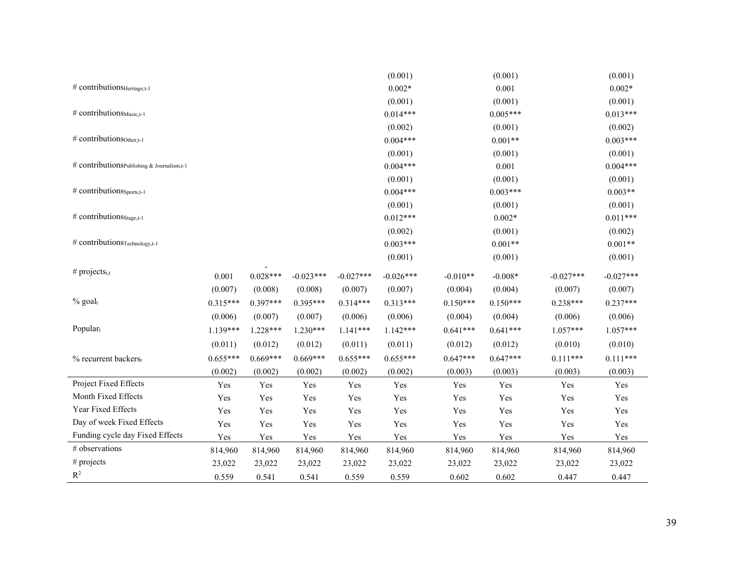| | (1) | (2) | (3) | (4) | (5) | (6) | (7) | (8) | (9) |
|---|---|---|---|---|---|---|---|---|---|
| | | | | | (0.001) | | (0.001) | | (0.001) |
| # $contributions_{Heritage,t-1}$ | | | | | 0.002* | | 0.001 | | 0.002* |
| | | | | | (0.001) | | (0.001) | | (0.001) |
| # $contributions_{Music,t-1}$ | | | | | 0.014*** | | 0.005*** | | 0.013*** |
| | | | | | (0.002) | | (0.001) | | (0.002) |
| # $contributions_{Other,t-1}$ | | | | | 0.004*** | | 0.001** | | 0.003*** |
| | | | | | (0.001) | | (0.001) | | (0.001) |
| # $contributions_{Publishing\ \&\ Journalism,t-1}$ | | | | | 0.004*** | | 0.001 | | 0.004*** |
| | | | | | (0.001) | | (0.001) | | (0.001) |
| # $contributions_{Sports,t-1}$ | | | | | 0.004*** | | 0.003*** | | 0.003** |
| | | | | | (0.001) | | (0.001) | | (0.001) |
| # $contributions_{Stage,t-1}$ | | | | | 0.012*** | | 0.002* | | 0.011*** |
| | | | | | (0.002) | | (0.001) | | (0.002) |
| # $contributions_{Technology,t-1}$ | | | | | 0.003*** | | 0.001** | | 0.001** |
| | | | | | (0.001) | | (0.001) | | (0.001) |
| # $projects_{i,t}$ | 0.001 | -0.028*** | -0.023*** | -0.027*** | -0.026*** | -0.010** | -0.008* | -0.027*** | -0.027*** |
| | (0.007) | (0.008) | (0.008) | (0.007) | (0.007) | (0.004) | (0.004) | (0.007) | (0.007) |
| % $goal_t$ | 0.315*** | 0.397*** | 0.395*** | 0.314*** | 0.313*** | 0.150*** | 0.150*** | 0.238*** | 0.237*** |
| | (0.006) | (0.007) | (0.007) | (0.006) | (0.006) | (0.004) | (0.004) | (0.006) | (0.006) |
| $Popular_t$ | 1.139*** | 1.228*** | 1.230*** | 1.141*** | 1.142*** | 0.641*** | 0.641*** | 1.057*** | 1.057*** |
| | (0.011) | (0.012) | (0.012) | (0.011) | (0.011) | (0.012) | (0.012) | (0.010) | (0.010) |
| % recurrent $backers_t$ | 0.655*** | 0.669*** | 0.669*** | 0.655*** | 0.655*** | 0.647*** | 0.647*** | 0.111*** | 0.111*** |
| | (0.002) | (0.002) | (0.002) | (0.002) | (0.002) | (0.003) | (0.003) | (0.003) | (0.003) |
| Project Fixed Effects | Yes | Yes | Yes | Yes | Yes | Yes | Yes | Yes | Yes |
| Month Fixed Effects | Yes | Yes | Yes | Yes | Yes | Yes | Yes | Yes | Yes |
| Year Fixed Effects | Yes | Yes | Yes | Yes | Yes | Yes | Yes | Yes | Yes |
| Day of week Fixed Effects | Yes | Yes | Yes | Yes | Yes | Yes | Yes | Yes | Yes |
| Funding cycle day Fixed Effects | Yes | Yes | Yes | Yes | Yes | Yes | Yes | Yes | Yes |
| # observations | 814,960 | 814,960 | 814,960 | 814,960 | 814,960 | 814,960 | 814,960 | 814,960 | 814,960 |
| # projects | 23,022 | 23,022 | 23,022 | 23,022 | 23,022 | 23,022 | 23,022 | 23,022 | 23,022 |
| $R^2$ | 0.559 | 0.541 | 0.541 | 0.559 | 0.559 | 0.602 | 0.602 | 0.447 | 0.447 |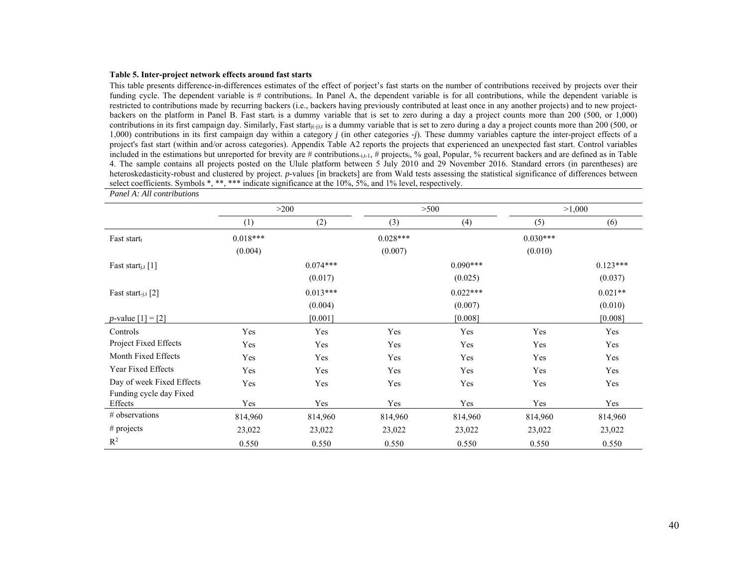**Table 5. Inter-project network effects around fast starts**

This table presents difference-in-differences estimates of the effect of porject's fast starts on the number of contributions received by projects over their funding cycle. The dependent variable is # $contributions_i$. In Panel A, the dependent variable is for all contributions, while the dependent variable is restricted to contributions made by recurring backers (i.e., backers having previously contributed at least once in any another projects) and to new project-backers on the platform in Panel B. Fast $start_t$ is a dummy variable that is set to zero during a day a project counts more than 200 (500, or 1,000) contributions in its first campaign day. Similarly, Fast $start_{j(-j),t}$ is a dummy variable that is set to zero during a day a project counts more than 200 (500, or 1,000) contributions in its first campaign day within a category *j* (in other categories *-j*). These dummy variables capture the inter-project effects of a project's fast start (within and/or across categories). Appendix Table A2 reports the projects that experienced an unexpected fast start. Control variables included in the estimations but unreported for brevity are # $contributions_{-i,t-1}$, # $projects_i$, % goal, Popular, % recurrent backers and are defined as in Table 4. The sample contains all projects posted on the Ulule platform between 5 July 2010 and 29 November 2016. Standard errors (in parentheses) are heteroskedasticity-robust and clustered by project. *p*-values [in brackets] are from Wald tests assessing the statistical significance of differences between select coefficients. Symbols *, **, *** indicate significance at the 10%, 5%, and 1% level, respectively.

*Panel A: All contributions*

| | >200 | | >500 | | >1,000 | |
|---|---|---|---|---|---|---|
| | (1) | (2) | (3) | (4) | (5) | (6) |
| Fast $start_t$ | 0.018*** | | 0.028*** | | 0.030*** | |
| | (0.004) | | (0.007) | | (0.010) | |
| Fast $start_{j,t}$ [1] | | 0.074*** | | 0.090*** | | 0.123*** |
| | | (0.017) | | (0.025) | | (0.037) |
| Fast $start_{-j,t}$ [2] | | 0.013*** | | 0.022*** | | 0.021** |
| | | (0.004) | | (0.007) | | (0.010) |
| *p*-value [1] = [2] | | [0.001] | | [0.008] | | [0.008] |
| Controls | Yes | Yes | Yes | Yes | Yes | Yes |
| Project Fixed Effects | Yes | Yes | Yes | Yes | Yes | Yes |
| Month Fixed Effects | Yes | Yes | Yes | Yes | Yes | Yes |
| Year Fixed Effects | Yes | Yes | Yes | Yes | Yes | Yes |
| Day of week Fixed Effects | Yes | Yes | Yes | Yes | Yes | Yes |
| Funding cycle day Fixed Effects | Yes | Yes | Yes | Yes | Yes | Yes |
| # observations | 814,960 | 814,960 | 814,960 | 814,960 | 814,960 | 814,960 |
| # projects | 23,022 | 23,022 | 23,022 | 23,022 | 23,022 | 23,022 |
| $R^2$ | 0.550 | 0.550 | 0.550 | 0.550 | 0.550 | 0.550 |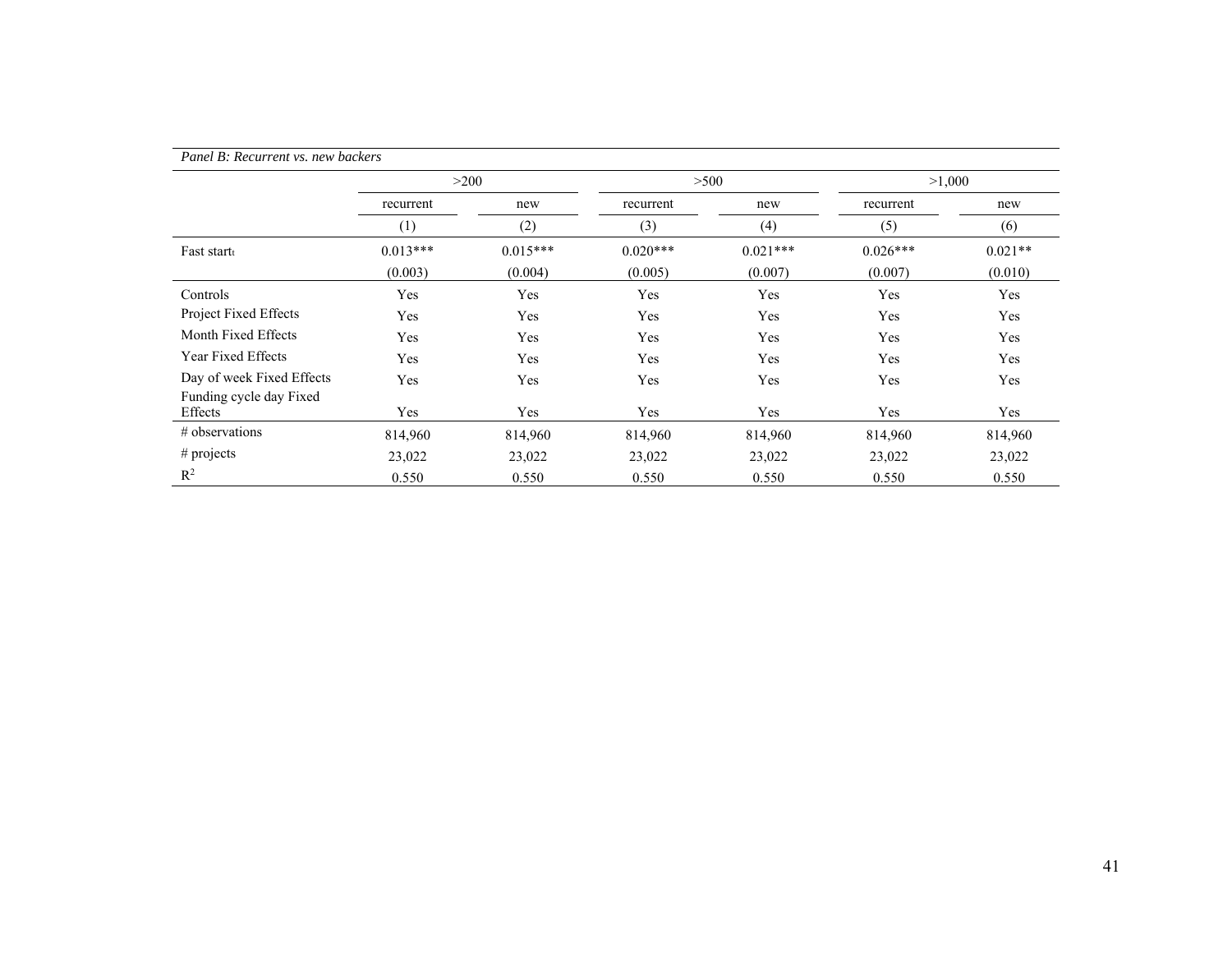*Panel B: Recurrent vs. new backers*

| | >200 | | >500 | | >1,000 | |
|---|---|---|---|---|---|---|
| | recurrent | new | recurrent | new | recurrent | new |
| | (1) | (2) | (3) | (4) | (5) | (6) |
| Fast $start_t$ | 0.013*** | 0.015*** | 0.020*** | 0.021*** | 0.026*** | 0.021** |
| | (0.003) | (0.004) | (0.005) | (0.007) | (0.007) | (0.010) |
| Controls | Yes | Yes | Yes | Yes | Yes | Yes |
| Project Fixed Effects | Yes | Yes | Yes | Yes | Yes | Yes |
| Month Fixed Effects | Yes | Yes | Yes | Yes | Yes | Yes |
| Year Fixed Effects | Yes | Yes | Yes | Yes | Yes | Yes |
| Day of week Fixed Effects | Yes | Yes | Yes | Yes | Yes | Yes |
| Funding cycle day Fixed Effects | Yes | Yes | Yes | Yes | Yes | Yes |
| # observations | 814,960 | 814,960 | 814,960 | 814,960 | 814,960 | 814,960 |
| # projects | 23,022 | 23,022 | 23,022 | 23,022 | 23,022 | 23,022 |
| $R^2$ | 0.550 | 0.550 | 0.550 | 0.550 | 0.550 | 0.550 |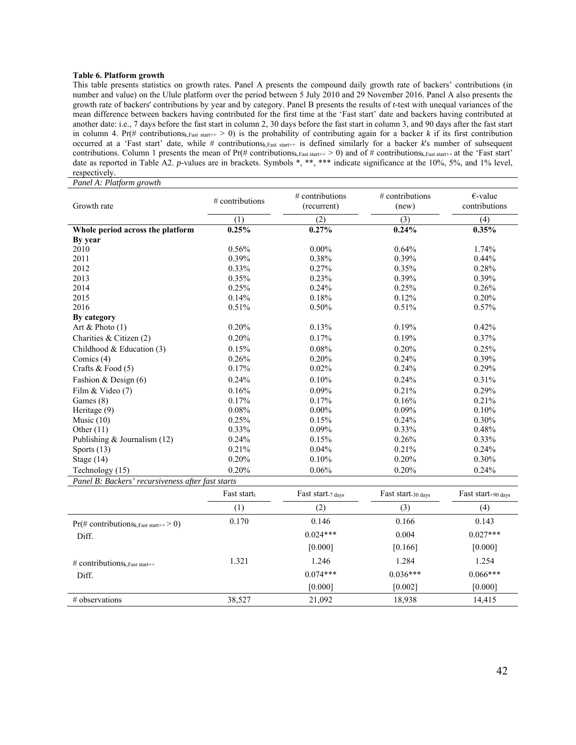**Table 6. Platform growth**

This table presents statistics on growth rates. Panel A presents the compound daily growth rate of backers' contributions (in number and value) on the Ulule platform over the period between 5 July 2010 and 29 November 2016. Panel A also presents the growth rate of backers' contributions by year and by category. Panel B presents the results of *t*-test with unequal variances of the mean difference between backers having contributed for the first time at the 'Fast start' date and backers having contributed at another date: i.e., 7 days before the fast start in column 2, 30 days before the fast start in column 3, and 90 days after the fast start in column 4. Pr(# $\text{contributions}_{k,\text{Fast start++}} > 0$) is the probability of contributing again for a backer *k* if its first contribution occurred at a 'Fast start' date, while # $\text{contributions}_{k,\text{Fast start++}}$ is defined similarly for a backer *k*'s number of subsequent contributions. Column 1 presents the mean of Pr(# $\text{contributions}_{k,\text{Fast start++}} > 0$) and of # $\text{contributions}_{k,\text{Fast start++}}$ at the 'Fast start' date as reported in Table A2. *p*-values are in brackets. Symbols *, **, *** indicate significance at the 10%, 5%, and 1% level, respectively.

*Panel A: Platform growth*

| Growth rate | # contributions | # contributions (recurrent) | # contributions (new) | €-value contributions |
|---|---|---|---|---|
| | (1) | (2) | (3) | (4) |
| **Whole period across the platform** | **0.25%** | **0.27%** | **0.24%** | **0.35%** |
| **By year** | | | | |
| 2010 | 0.56% | 0.00% | 0.64% | 1.74% |
| 2011 | 0.39% | 0.38% | 0.39% | 0.44% |
| 2012 | 0.33% | 0.27% | 0.35% | 0.28% |
| 2013 | 0.35% | 0.23% | 0.39% | 0.39% |
| 2014 | 0.25% | 0.24% | 0.25% | 0.26% |
| 2015 | 0.14% | 0.18% | 0.12% | 0.20% |
| 2016 | 0.51% | 0.50% | 0.51% | 0.57% |
| **By category** | | | | |
| Art & Photo (1) | 0.20% | 0.13% | 0.19% | 0.42% |
| Charities & Citizen (2) | 0.20% | 0.17% | 0.19% | 0.37% |
| Childhood & Education (3) | 0.15% | 0.08% | 0.20% | 0.25% |
| Comics (4) | 0.26% | 0.20% | 0.24% | 0.39% |
| Crafts & Food (5) | 0.17% | 0.02% | 0.24% | 0.29% |
| Fashion & Design (6) | 0.24% | 0.10% | 0.24% | 0.31% |
| Film & Video (7) | 0.16% | 0.09% | 0.21% | 0.29% |
| Games (8) | 0.17% | 0.17% | 0.16% | 0.21% |
| Heritage (9) | 0.08% | 0.00% | 0.09% | 0.10% |
| Music (10) | 0.25% | 0.15% | 0.24% | 0.30% |
| Other (11) | 0.33% | 0.09% | 0.33% | 0.48% |
| Publishing & Journalism (12) | 0.24% | 0.15% | 0.26% | 0.33% |
| Sports (13) | 0.21% | 0.04% | 0.21% | 0.24% |
| Stage (14) | 0.20% | 0.10% | 0.20% | 0.30% |
| Technology (15) | 0.20% | 0.06% | 0.20% | 0.24% |

*Panel B: Backers' recursiveness after fast starts*

| | $\text{Fast start}_{t}$ | $\text{Fast start}_{-7\text{ days}}$ | $\text{Fast start}_{-30\text{ days}}$ | $\text{Fast start}_{+90\text{ days}}$ |
|---|---|---|---|---|
| | (1) | (2) | (3) | (4) |
| Pr(# $\text{contributions}_{k,\text{Fast start++}} > 0$) | 0.170 | 0.146 | 0.166 | 0.143 |
| Diff. | | 0.024*** | 0.004 | 0.027*** |
| | | [0.000] | [0.166] | [0.000] |
| # $\text{contributions}_{k,\text{Fast start++}}$ | 1.321 | 1.246 | 1.284 | 1.254 |
| Diff. | | 0.074*** | 0.036*** | 0.066*** |
| | | [0.000] | [0.002] | [0.000] |
| # observations | 38,527 | 21,092 | 18,938 | 14,415 |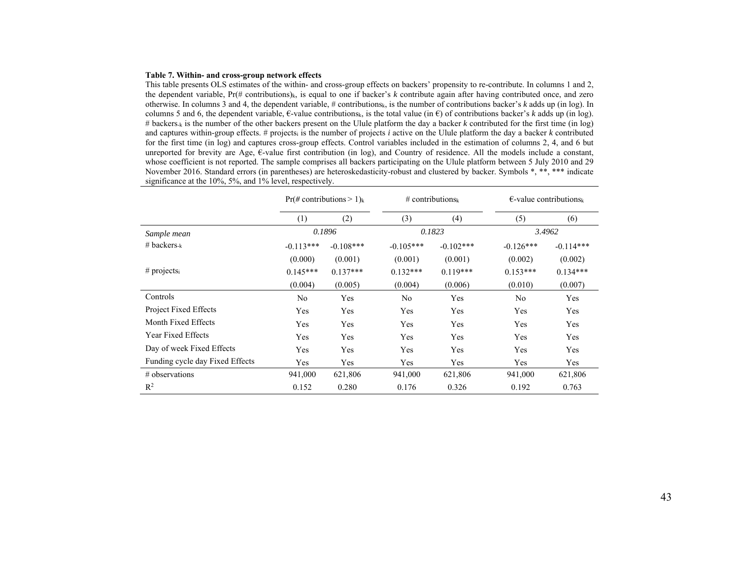**Table 7. Within- and cross-group network effects**

This table presents OLS estimates of the within- and cross-group effects on backers' propensity to re-contribute. In columns 1 and 2, the dependent variable, Pr(# contributions)$_k$, is equal to one if backer's *k* contribute again after having contributed once, and zero otherwise. In columns 3 and 4, the dependent variable, # contributions$_k$, is the number of contributions backer's *k* adds up (in log). In columns 5 and 6, the dependent variable, €-value contributions$_k$, is the total value (in €) of contributions backer's *k* adds up (in log). # backers$_{-k}$ is the number of the other backers present on the Ulule platform the day a backer *k* contributed for the first time (in log) and captures within-group effects. # projects$_i$ is the number of projects *i* active on the Ulule platform the day a backer *k* contributed for the first time (in log) and captures cross-group effects. Control variables included in the estimation of columns 2, 4, and 6 but unreported for brevity are Age, €-value first contribution (in log), and Country of residence. All the models include a constant, whose coefficient is not reported. The sample comprises all backers participating on the Ulule platform between 5 July 2010 and 29 November 2016. Standard errors (in parentheses) are heteroskedasticity-robust and clustered by backer. Symbols *, **, *** indicate significance at the 10%, 5%, and 1% level, respectively.

| | Pr(# contributions > 1)$_k$ | | # contributions$_k$ | | €-value contributions$_k$ | |
|---|---|---|---|---|---|---|
| | (1) | (2) | (3) | (4) | (5) | (6) |
| *Sample mean* | *0.1896* | | *0.1823* | | *3.4962* | |
| # backers$_{-k}$ | -0.113*** | -0.108*** | -0.105*** | -0.102*** | -0.126*** | -0.114*** |
| | (0.000) | (0.001) | (0.001) | (0.001) | (0.002) | (0.002) |
| # projects$_i$ | 0.145*** | 0.137*** | 0.132*** | 0.119*** | 0.153*** | 0.134*** |
| | (0.004) | (0.005) | (0.004) | (0.006) | (0.010) | (0.007) |
| Controls | No | Yes | No | Yes | No | Yes |
| Project Fixed Effects | Yes | Yes | Yes | Yes | Yes | Yes |
| Month Fixed Effects | Yes | Yes | Yes | Yes | Yes | Yes |
| Year Fixed Effects | Yes | Yes | Yes | Yes | Yes | Yes |
| Day of week Fixed Effects | Yes | Yes | Yes | Yes | Yes | Yes |
| Funding cycle day Fixed Effects | Yes | Yes | Yes | Yes | Yes | Yes |
| # observations | 941,000 | 621,806 | 941,000 | 621,806 | 941,000 | 621,806 |
| $R^2$ | 0.152 | 0.280 | 0.176 | 0.326 | 0.192 | 0.763 |